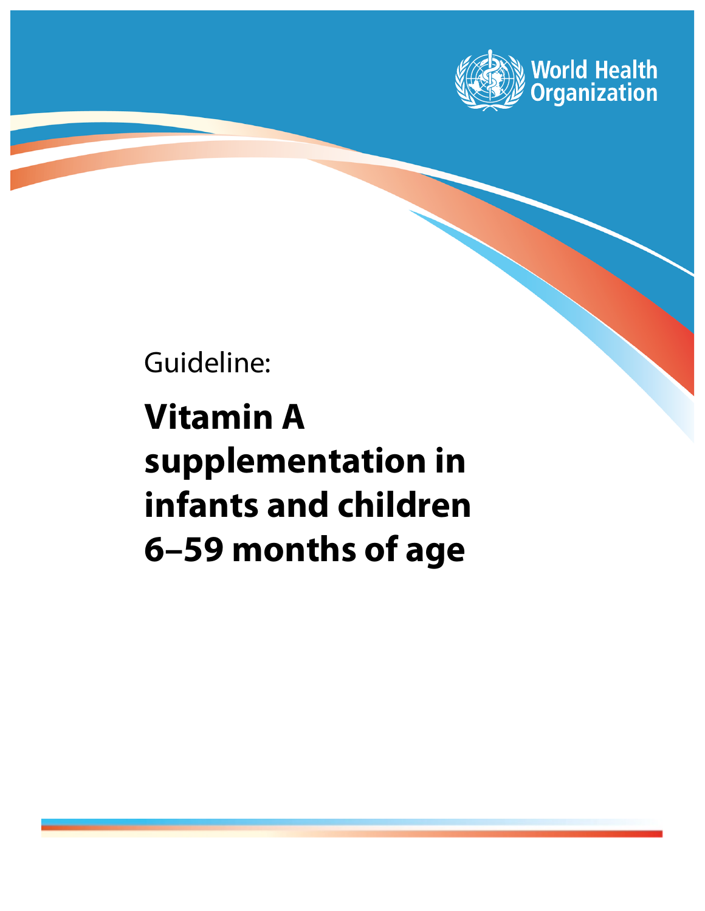World Health Organization

Guideline:

# Vitamin A supplementation in infants and children 6–59 months of age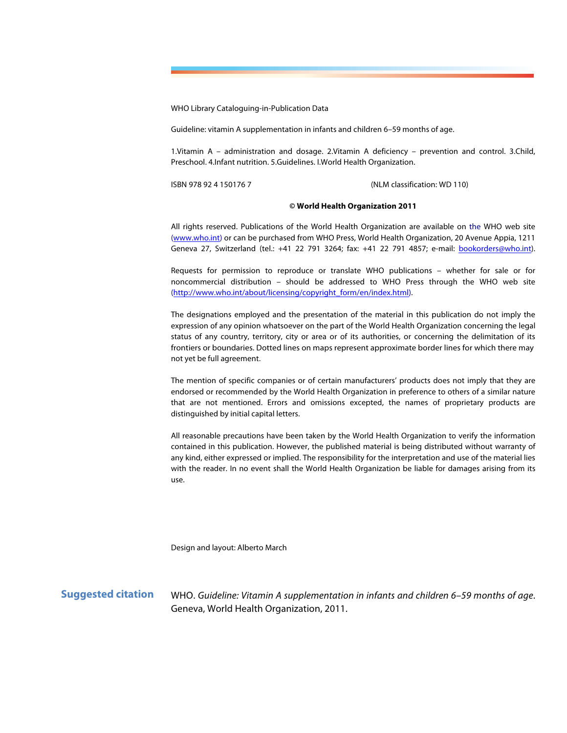WHO Library Cataloguing-in-Publication Data

Guideline: vitamin A supplementation in infants and children 6–59 months of age.

1.Vitamin A – administration and dosage. 2.Vitamin A deficiency – prevention and control. 3.Child, Preschool. 4.Infant nutrition. 5.Guidelines. I.World Health Organization.

ISBN 978 92 4 150176 7 (NLM classification: WD 110)

**© World Health Organization 2011**

All rights reserved. Publications of the World Health Organization are available on the WHO web site (www.who.int) or can be purchased from WHO Press, World Health Organization, 20 Avenue Appia, 1211 Geneva 27, Switzerland (tel.: +41 22 791 3264; fax: +41 22 791 4857; e-mail: bookorders@who.int).

Requests for permission to reproduce or translate WHO publications – whether for sale or for noncommercial distribution – should be addressed to WHO Press through the WHO web site (http://www.who.int/about/licensing/copyright_form/en/index.html).

The designations employed and the presentation of the material in this publication do not imply the expression of any opinion whatsoever on the part of the World Health Organization concerning the legal status of any country, territory, city or area or of its authorities, or concerning the delimitation of its frontiers or boundaries. Dotted lines on maps represent approximate border lines for which there may not yet be full agreement.

The mention of specific companies or of certain manufacturers' products does not imply that they are endorsed or recommended by the World Health Organization in preference to others of a similar nature that are not mentioned. Errors and omissions excepted, the names of proprietary products are distinguished by initial capital letters.

All reasonable precautions have been taken by the World Health Organization to verify the information contained in this publication. However, the published material is being distributed without warranty of any kind, either expressed or implied. The responsibility for the interpretation and use of the material lies with the reader. In no event shall the World Health Organization be liable for damages arising from its use.

Design and layout: Alberto March

**Suggested citation**

WHO. *Guideline: Vitamin A supplementation in infants and children 6–59 months of age*. Geneva, World Health Organization, 2011.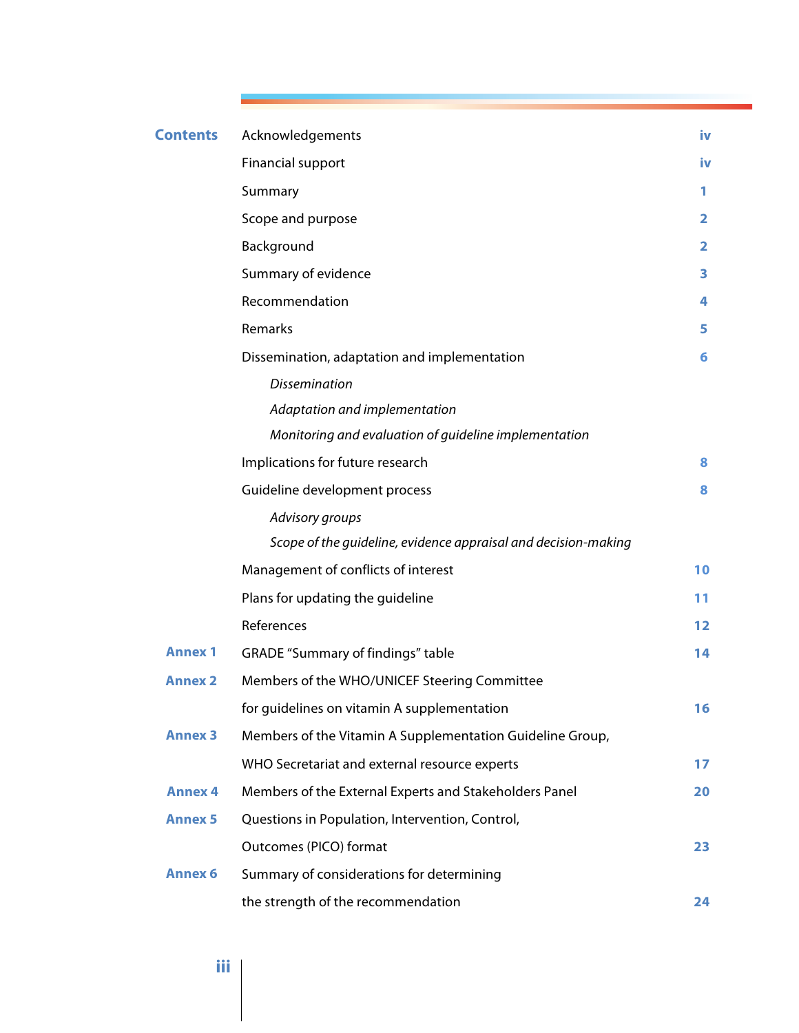# Contents

| | | |
|---|---|---|
| | Acknowledgements | iv |
| | Financial support | iv |
| | Summary | 1 |
| | Scope and purpose | 2 |
| | Background | 2 |
| | Summary of evidence | 3 |
| | Recommendation | 4 |
| | Remarks | 5 |
| | Dissemination, adaptation and implementation | 6 |
| | *Dissemination* | |
| | *Adaptation and implementation* | |
| | *Monitoring and evaluation of guideline implementation* | |
| | Implications for future research | 8 |
| | Guideline development process | 8 |
| | *Advisory groups* | |
| | *Scope of the guideline, evidence appraisal and decision-making* | |
| | Management of conflicts of interest | 10 |
| | Plans for updating the guideline | 11 |
| | References | 12 |
| **Annex 1** | GRADE "Summary of findings" table | 14 |
| **Annex 2** | Members of the WHO/UNICEF Steering Committee for guidelines on vitamin A supplementation | 16 |
| **Annex 3** | Members of the Vitamin A Supplementation Guideline Group, WHO Secretariat and external resource experts | 17 |
| **Annex 4** | Members of the External Experts and Stakeholders Panel | 20 |
| **Annex 5** | Questions in Population, Intervention, Control, Outcomes (PICO) format | 23 |
| **Annex 6** | Summary of considerations for determining the strength of the recommendation | 24 |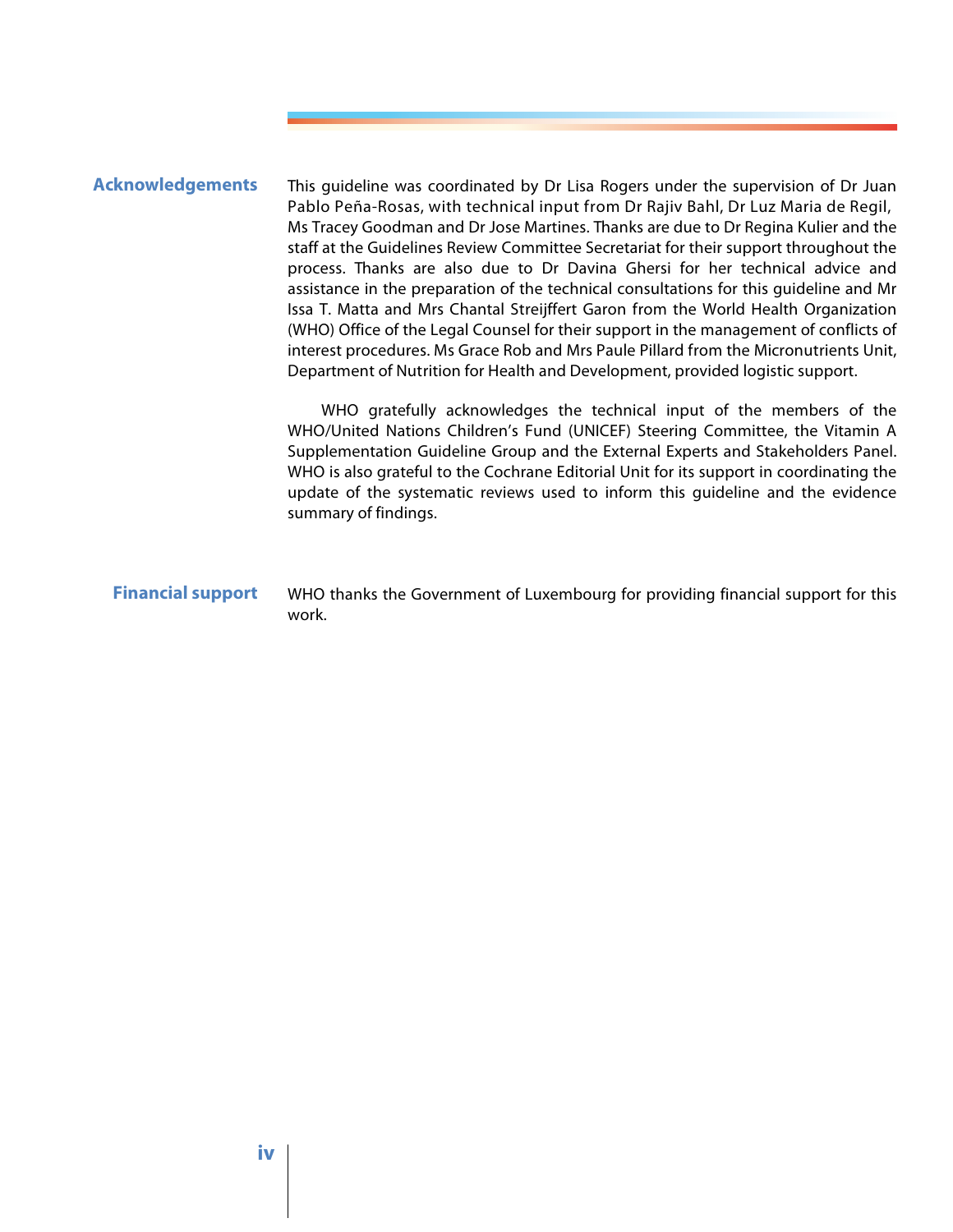## Acknowledgements

This guideline was coordinated by Dr Lisa Rogers under the supervision of Dr Juan Pablo Peña-Rosas, with technical input from Dr Rajiv Bahl, Dr Luz Maria de Regil, Ms Tracey Goodman and Dr Jose Martines. Thanks are due to Dr Regina Kulier and the staff at the Guidelines Review Committee Secretariat for their support throughout the process. Thanks are also due to Dr Davina Ghersi for her technical advice and assistance in the preparation of the technical consultations for this guideline and Mr Issa T. Matta and Mrs Chantal Streijffert Garon from the World Health Organization (WHO) Office of the Legal Counsel for their support in the management of conflicts of interest procedures. Ms Grace Rob and Mrs Paule Pillard from the Micronutrients Unit, Department of Nutrition for Health and Development, provided logistic support.

WHO gratefully acknowledges the technical input of the members of the WHO/United Nations Children's Fund (UNICEF) Steering Committee, the Vitamin A Supplementation Guideline Group and the External Experts and Stakeholders Panel. WHO is also grateful to the Cochrane Editorial Unit for its support in coordinating the update of the systematic reviews used to inform this guideline and the evidence summary of findings.

## Financial support

WHO thanks the Government of Luxembourg for providing financial support for this work.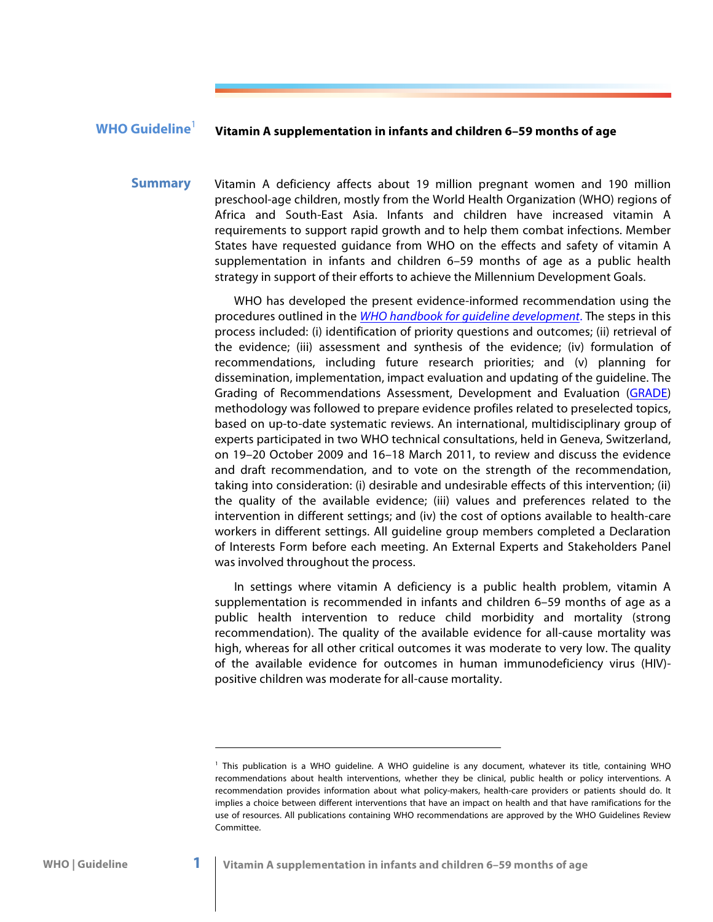## WHO Guideline[1] Vitamin A supplementation in infants and children 6–59 months of age

### Summary

Vitamin A deficiency affects about 19 million pregnant women and 190 million preschool-age children, mostly from the World Health Organization (WHO) regions of Africa and South-East Asia. Infants and children have increased vitamin A requirements to support rapid growth and to help them combat infections. Member States have requested guidance from WHO on the effects and safety of vitamin A supplementation in infants and children 6–59 months of age as a public health strategy in support of their efforts to achieve the Millennium Development Goals.

WHO has developed the present evidence-informed recommendation using the procedures outlined in the *WHO handbook for guideline development*. The steps in this process included: (i) identification of priority questions and outcomes; (ii) retrieval of the evidence; (iii) assessment and synthesis of the evidence; (iv) formulation of recommendations, including future research priorities; and (v) planning for dissemination, implementation, impact evaluation and updating of the guideline. The Grading of Recommendations Assessment, Development and Evaluation (GRADE) methodology was followed to prepare evidence profiles related to preselected topics, based on up-to-date systematic reviews. An international, multidisciplinary group of experts participated in two WHO technical consultations, held in Geneva, Switzerland, on 19–20 October 2009 and 16–18 March 2011, to review and discuss the evidence and draft recommendation, and to vote on the strength of the recommendation, taking into consideration: (i) desirable and undesirable effects of this intervention; (ii) the quality of the available evidence; (iii) values and preferences related to the intervention in different settings; and (iv) the cost of options available to health-care workers in different settings. All guideline group members completed a Declaration of Interests Form before each meeting. An External Experts and Stakeholders Panel was involved throughout the process.

In settings where vitamin A deficiency is a public health problem, vitamin A supplementation is recommended in infants and children 6–59 months of age as a public health intervention to reduce child morbidity and mortality (strong recommendation). The quality of the available evidence for all-cause mortality was high, whereas for all other critical outcomes it was moderate to very low. The quality of the available evidence for outcomes in human immunodeficiency virus (HIV)-positive children was moderate for all-cause mortality.

---

[1] This publication is a WHO guideline. A WHO guideline is any document, whatever its title, containing WHO recommendations about health interventions, whether they be clinical, public health or policy interventions. A recommendation provides information about what policy-makers, health-care providers or patients should do. It implies a choice between different interventions that have an impact on health and that have ramifications for the use of resources. All publications containing WHO recommendations are approved by the WHO Guidelines Review Committee.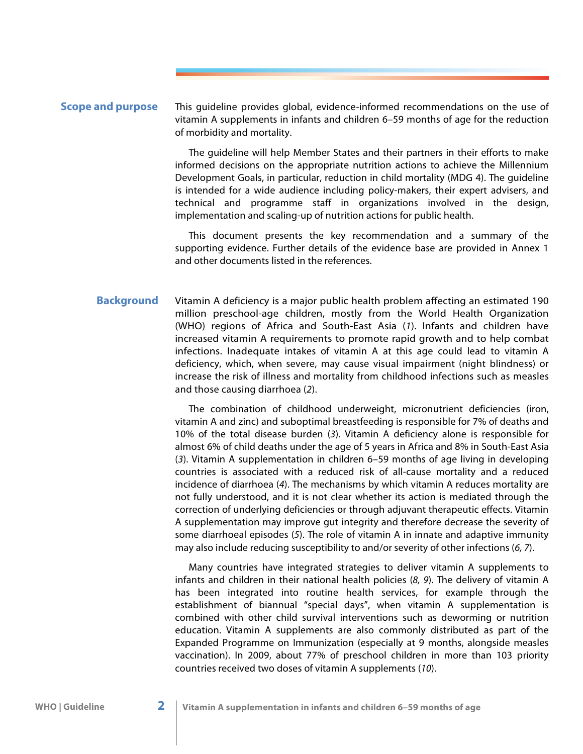## Scope and purpose

This guideline provides global, evidence-informed recommendations on the use of vitamin A supplements in infants and children 6–59 months of age for the reduction of morbidity and mortality.

The guideline will help Member States and their partners in their efforts to make informed decisions on the appropriate nutrition actions to achieve the Millennium Development Goals, in particular, reduction in child mortality (MDG 4). The guideline is intended for a wide audience including policy-makers, their expert advisers, and technical and programme staff in organizations involved in the design, implementation and scaling-up of nutrition actions for public health.

This document presents the key recommendation and a summary of the supporting evidence. Further details of the evidence base are provided in Annex 1 and other documents listed in the references.

## Background

Vitamin A deficiency is a major public health problem affecting an estimated 190 million preschool-age children, mostly from the World Health Organization (WHO) regions of Africa and South-East Asia (*1*). Infants and children have increased vitamin A requirements to promote rapid growth and to help combat infections. Inadequate intakes of vitamin A at this age could lead to vitamin A deficiency, which, when severe, may cause visual impairment (night blindness) or increase the risk of illness and mortality from childhood infections such as measles and those causing diarrhoea (*2*).

The combination of childhood underweight, micronutrient deficiencies (iron, vitamin A and zinc) and suboptimal breastfeeding is responsible for 7% of deaths and 10% of the total disease burden (*3*). Vitamin A deficiency alone is responsible for almost 6% of child deaths under the age of 5 years in Africa and 8% in South-East Asia (*3*). Vitamin A supplementation in children 6–59 months of age living in developing countries is associated with a reduced risk of all-cause mortality and a reduced incidence of diarrhoea (*4*). The mechanisms by which vitamin A reduces mortality are not fully understood, and it is not clear whether its action is mediated through the correction of underlying deficiencies or through adjuvant therapeutic effects. Vitamin A supplementation may improve gut integrity and therefore decrease the severity of some diarrhoeal episodes (*5*). The role of vitamin A in innate and adaptive immunity may also include reducing susceptibility to and/or severity of other infections (*6, 7*).

Many countries have integrated strategies to deliver vitamin A supplements to infants and children in their national health policies (*8, 9*). The delivery of vitamin A has been integrated into routine health services, for example through the establishment of biannual "special days", when vitamin A supplementation is combined with other child survival interventions such as deworming or nutrition education. Vitamin A supplements are also commonly distributed as part of the Expanded Programme on Immunization (especially at 9 months, alongside measles vaccination). In 2009, about 77% of preschool children in more than 103 priority countries received two doses of vitamin A supplements (*10*).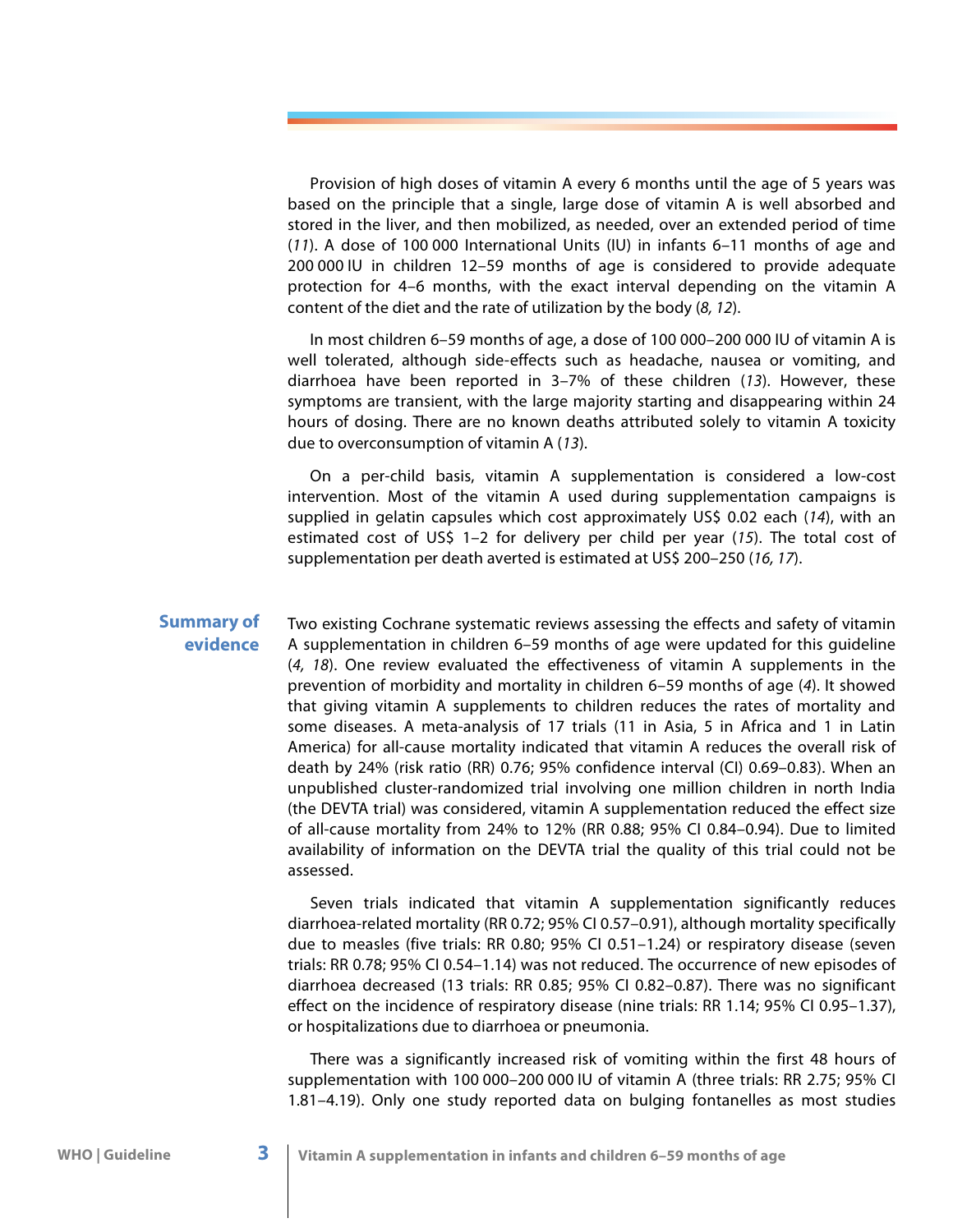Provision of high doses of vitamin A every 6 months until the age of 5 years was based on the principle that a single, large dose of vitamin A is well absorbed and stored in the liver, and then mobilized, as needed, over an extended period of time (*11*). A dose of 100 000 International Units (IU) in infants 6–11 months of age and 200 000 IU in children 12–59 months of age is considered to provide adequate protection for 4–6 months, with the exact interval depending on the vitamin A content of the diet and the rate of utilization by the body (*8, 12*).

In most children 6–59 months of age, a dose of 100 000–200 000 IU of vitamin A is well tolerated, although side-effects such as headache, nausea or vomiting, and diarrhoea have been reported in 3–7% of these children (*13*). However, these symptoms are transient, with the large majority starting and disappearing within 24 hours of dosing. There are no known deaths attributed solely to vitamin A toxicity due to overconsumption of vitamin A (*13*).

On a per-child basis, vitamin A supplementation is considered a low-cost intervention. Most of the vitamin A used during supplementation campaigns is supplied in gelatin capsules which cost approximately US$ 0.02 each (*14*), with an estimated cost of US$ 1–2 for delivery per child per year (*15*). The total cost of supplementation per death averted is estimated at US$ 200–250 (*16, 17*).

## Summary of evidence

Two existing Cochrane systematic reviews assessing the effects and safety of vitamin A supplementation in children 6–59 months of age were updated for this guideline (*4, 18*). One review evaluated the effectiveness of vitamin A supplements in the prevention of morbidity and mortality in children 6–59 months of age (*4*). It showed that giving vitamin A supplements to children reduces the rates of mortality and some diseases. A meta-analysis of 17 trials (11 in Asia, 5 in Africa and 1 in Latin America) for all-cause mortality indicated that vitamin A reduces the overall risk of death by 24% (risk ratio (RR) 0.76; 95% confidence interval (CI) 0.69–0.83). When an unpublished cluster-randomized trial involving one million children in north India (the DEVTA trial) was considered, vitamin A supplementation reduced the effect size of all-cause mortality from 24% to 12% (RR 0.88; 95% CI 0.84–0.94). Due to limited availability of information on the DEVTA trial the quality of this trial could not be assessed.

Seven trials indicated that vitamin A supplementation significantly reduces diarrhoea-related mortality (RR 0.72; 95% CI 0.57–0.91), although mortality specifically due to measles (five trials: RR 0.80; 95% CI 0.51–1.24) or respiratory disease (seven trials: RR 0.78; 95% CI 0.54–1.14) was not reduced. The occurrence of new episodes of diarrhoea decreased (13 trials: RR 0.85; 95% CI 0.82–0.87). There was no significant effect on the incidence of respiratory disease (nine trials: RR 1.14; 95% CI 0.95–1.37), or hospitalizations due to diarrhoea or pneumonia.

There was a significantly increased risk of vomiting within the first 48 hours of supplementation with 100 000–200 000 IU of vitamin A (three trials: RR 2.75; 95% CI 1.81–4.19). Only one study reported data on bulging fontanelles as most studies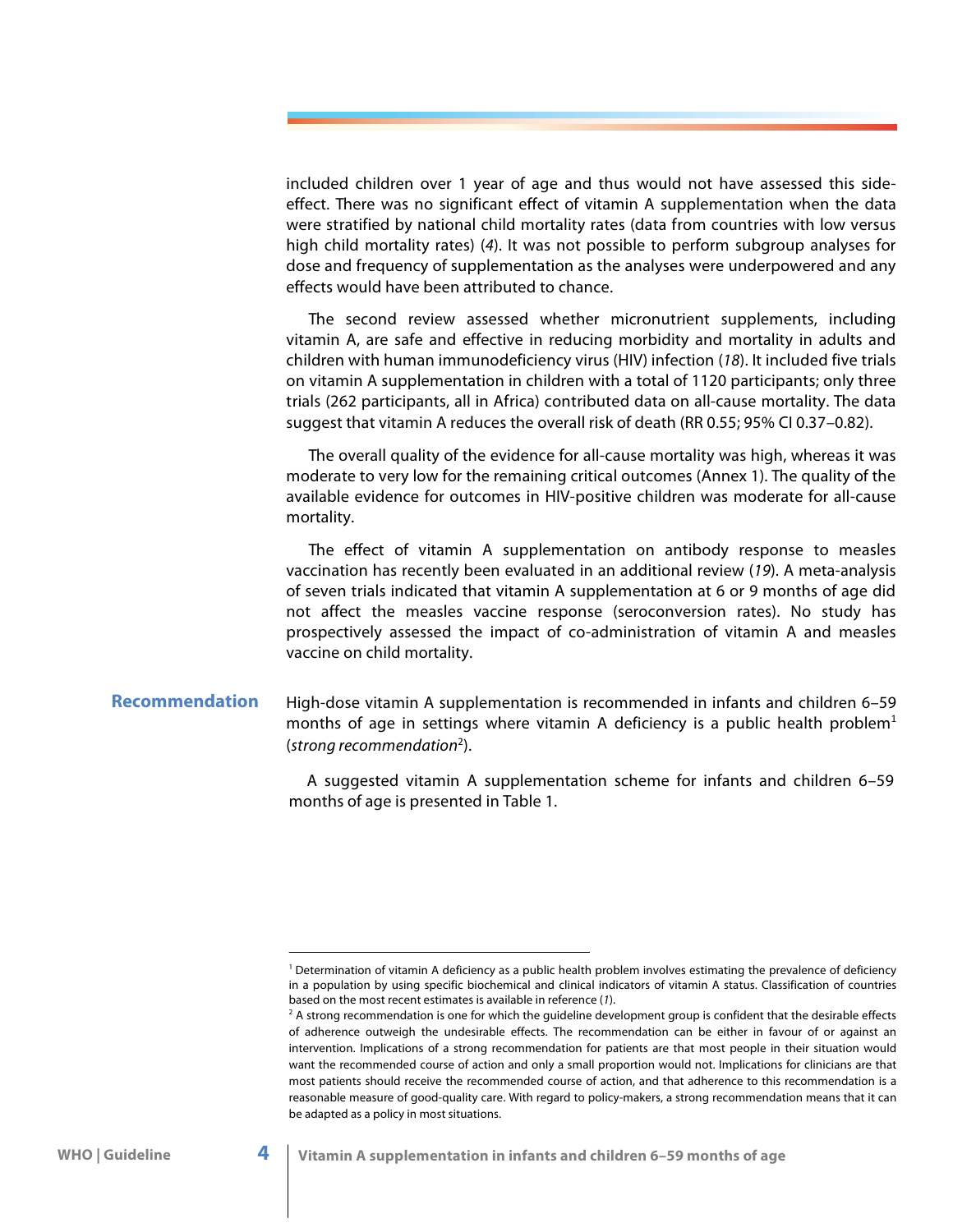included children over 1 year of age and thus would not have assessed this side-effect. There was no significant effect of vitamin A supplementation when the data were stratified by national child mortality rates (data from countries with low versus high child mortality rates) (*4*). It was not possible to perform subgroup analyses for dose and frequency of supplementation as the analyses were underpowered and any effects would have been attributed to chance.

The second review assessed whether micronutrient supplements, including vitamin A, are safe and effective in reducing morbidity and mortality in adults and children with human immunodeficiency virus (HIV) infection (*18*). It included five trials on vitamin A supplementation in children with a total of 1120 participants; only three trials (262 participants, all in Africa) contributed data on all-cause mortality. The data suggest that vitamin A reduces the overall risk of death (RR 0.55; 95% CI 0.37–0.82).

The overall quality of the evidence for all-cause mortality was high, whereas it was moderate to very low for the remaining critical outcomes (Annex 1). The quality of the available evidence for outcomes in HIV-positive children was moderate for all-cause mortality.

The effect of vitamin A supplementation on antibody response to measles vaccination has recently been evaluated in an additional review (*19*). A meta-analysis of seven trials indicated that vitamin A supplementation at 6 or 9 months of age did not affect the measles vaccine response (seroconversion rates). No study has prospectively assessed the impact of co-administration of vitamin A and measles vaccine on child mortality.

## Recommendation

High-dose vitamin A supplementation is recommended in infants and children 6–59 months of age in settings where vitamin A deficiency is a public health problem[1] (*strong recommendation*[2]).

A suggested vitamin A supplementation scheme for infants and children 6–59 months of age is presented in Table 1.

---

[1] Determination of vitamin A deficiency as a public health problem involves estimating the prevalence of deficiency in a population by using specific biochemical and clinical indicators of vitamin A status. Classification of countries based on the most recent estimates is available in reference (*1*).

[2] A strong recommendation is one for which the guideline development group is confident that the desirable effects of adherence outweigh the undesirable effects. The recommendation can be either in favour of or against an intervention. Implications of a strong recommendation for patients are that most people in their situation would want the recommended course of action and only a small proportion would not. Implications for clinicians are that most patients should receive the recommended course of action, and that adherence to this recommendation is a reasonable measure of good-quality care. With regard to policy-makers, a strong recommendation means that it can be adapted as a policy in most situations.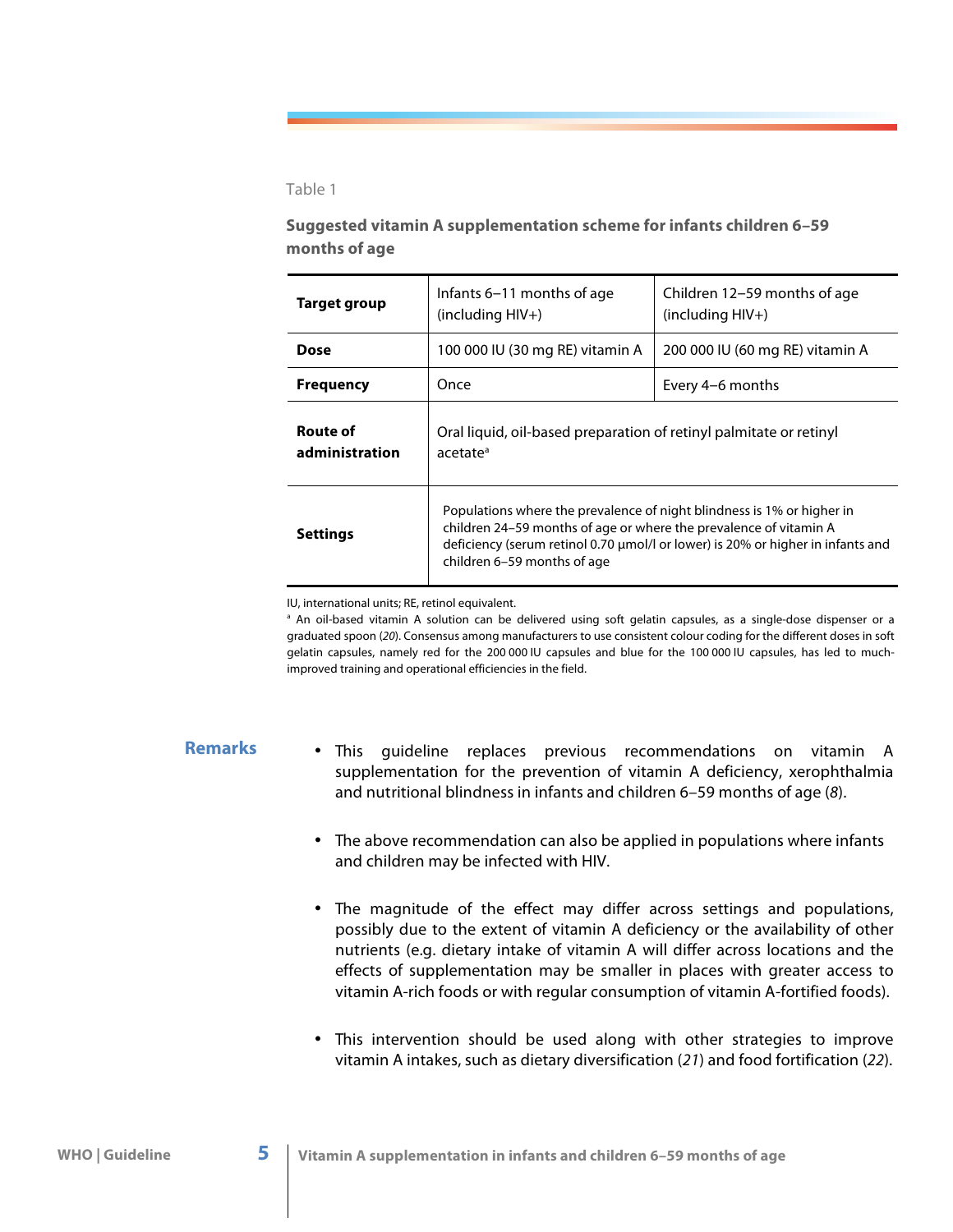Table 1

**Suggested vitamin A supplementation scheme for infants children 6–59 months of age**

| **Target group** | Infants 6–11 months of age (including HIV+) | Children 12–59 months of age (including HIV+) |
|---|---|---|
| **Dose** | 100 000 IU (30 mg RE) vitamin A | 200 000 IU (60 mg RE) vitamin A |
| **Frequency** | Once | Every 4–6 months |
| **Route of administration** | Oral liquid, oil-based preparation of retinyl palmitate or retinyl acetate[a] | |
| **Settings** | Populations where the prevalence of night blindness is 1% or higher in children 24–59 months of age or where the prevalence of vitamin A deficiency (serum retinol 0.70 µmol/l or lower) is 20% or higher in infants and children 6–59 months of age | |

IU, international units; RE, retinol equivalent.

[a] An oil-based vitamin A solution can be delivered using soft gelatin capsules, as a single-dose dispenser or a graduated spoon (*20*). Consensus among manufacturers to use consistent colour coding for the different doses in soft gelatin capsules, namely red for the 200 000 IU capsules and blue for the 100 000 IU capsules, has led to much-improved training and operational efficiencies in the field.

## Remarks

- This guideline replaces previous recommendations on vitamin A supplementation for the prevention of vitamin A deficiency, xerophthalmia and nutritional blindness in infants and children 6–59 months of age (*8*).
- The above recommendation can also be applied in populations where infants and children may be infected with HIV.
- The magnitude of the effect may differ across settings and populations, possibly due to the extent of vitamin A deficiency or the availability of other nutrients (e.g. dietary intake of vitamin A will differ across locations and the effects of supplementation may be smaller in places with greater access to vitamin A-rich foods or with regular consumption of vitamin A-fortified foods).
- This intervention should be used along with other strategies to improve vitamin A intakes, such as dietary diversification (*21*) and food fortification (*22*).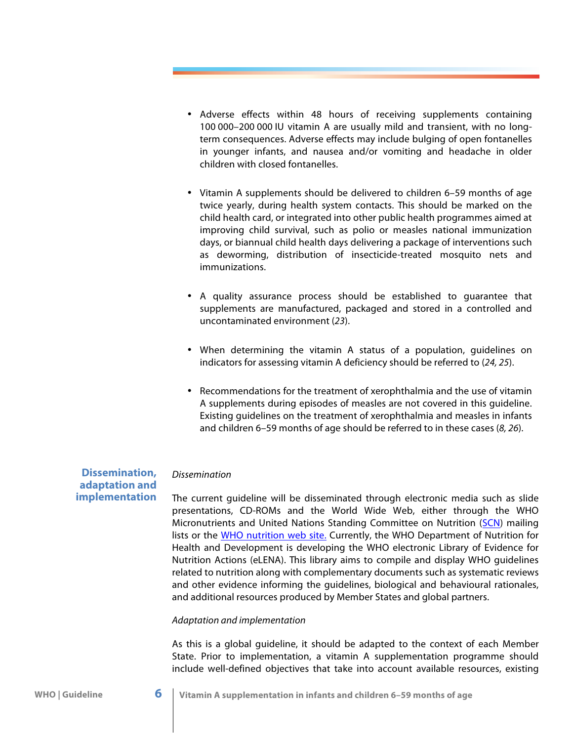- Adverse effects within 48 hours of receiving supplements containing 100 000–200 000 IU vitamin A are usually mild and transient, with no long-term consequences. Adverse effects may include bulging of open fontanelles in younger infants, and nausea and/or vomiting and headache in older children with closed fontanelles.

- Vitamin A supplements should be delivered to children 6–59 months of age twice yearly, during health system contacts. This should be marked on the child health card, or integrated into other public health programmes aimed at improving child survival, such as polio or measles national immunization days, or biannual child health days delivering a package of interventions such as deworming, distribution of insecticide-treated mosquito nets and immunizations.

- A quality assurance process should be established to guarantee that supplements are manufactured, packaged and stored in a controlled and uncontaminated environment (*23*).

- When determining the vitamin A status of a population, guidelines on indicators for assessing vitamin A deficiency should be referred to (*24, 25*).

- Recommendations for the treatment of xerophthalmia and the use of vitamin A supplements during episodes of measles are not covered in this guideline. Existing guidelines on the treatment of xerophthalmia and measles in infants and children 6–59 months of age should be referred to in these cases (*8, 26*).

## Dissemination, adaptation and implementation

*Dissemination*

The current guideline will be disseminated through electronic media such as slide presentations, CD-ROMs and the World Wide Web, either through the WHO Micronutrients and United Nations Standing Committee on Nutrition (SCN) mailing lists or the WHO nutrition web site. Currently, the WHO Department of Nutrition for Health and Development is developing the WHO electronic Library of Evidence for Nutrition Actions (eLENA). This library aims to compile and display WHO guidelines related to nutrition along with complementary documents such as systematic reviews and other evidence informing the guidelines, biological and behavioural rationales, and additional resources produced by Member States and global partners.

*Adaptation and implementation*

As this is a global guideline, it should be adapted to the context of each Member State. Prior to implementation, a vitamin A supplementation programme should include well-defined objectives that take into account available resources, existing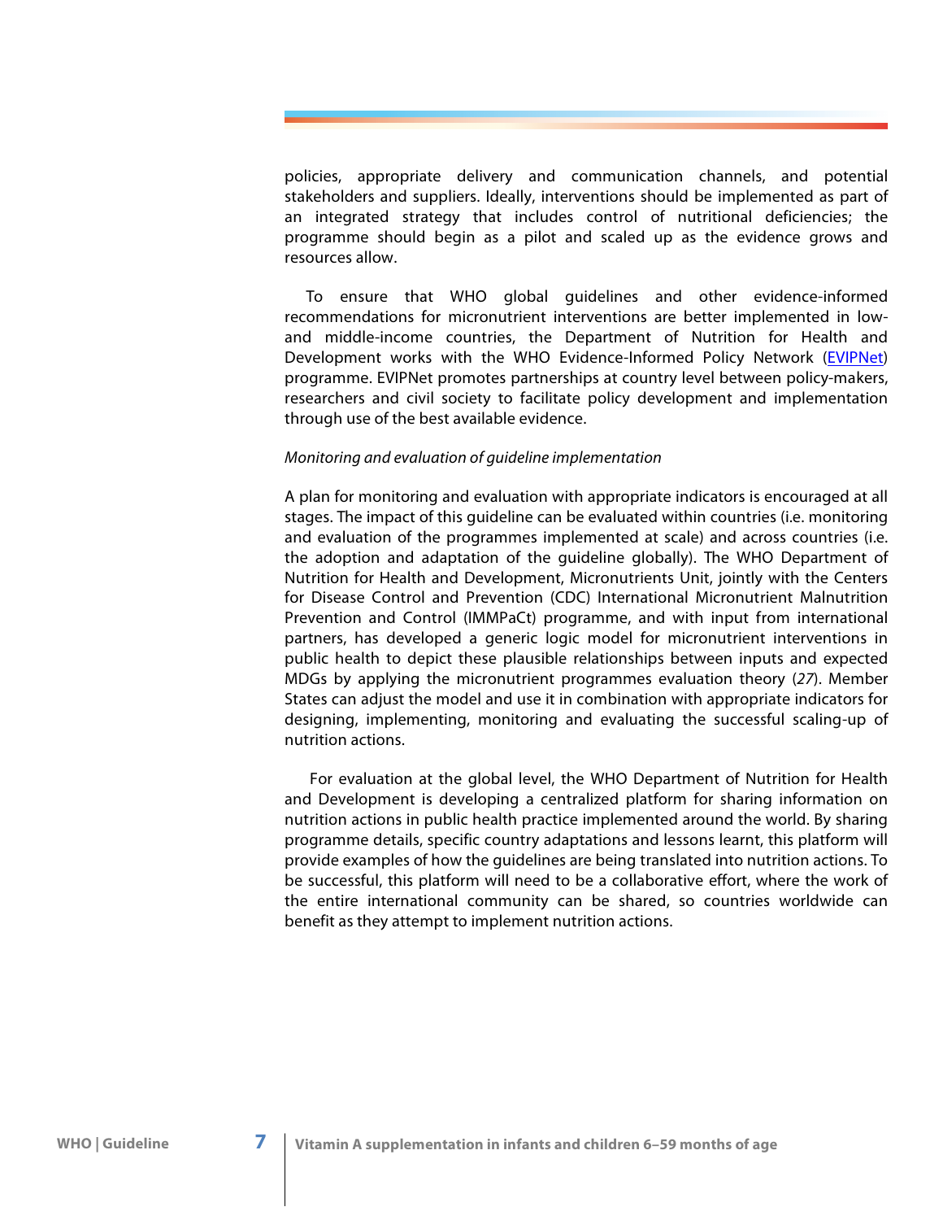policies, appropriate delivery and communication channels, and potential stakeholders and suppliers. Ideally, interventions should be implemented as part of an integrated strategy that includes control of nutritional deficiencies; the programme should begin as a pilot and scaled up as the evidence grows and resources allow.

To ensure that WHO global guidelines and other evidence-informed recommendations for micronutrient interventions are better implemented in low- and middle-income countries, the Department of Nutrition for Health and Development works with the WHO Evidence-Informed Policy Network (EVIPNet) programme. EVIPNet promotes partnerships at country level between policy-makers, researchers and civil society to facilitate policy development and implementation through use of the best available evidence.

*Monitoring and evaluation of guideline implementation*

A plan for monitoring and evaluation with appropriate indicators is encouraged at all stages. The impact of this guideline can be evaluated within countries (i.e. monitoring and evaluation of the programmes implemented at scale) and across countries (i.e. the adoption and adaptation of the guideline globally). The WHO Department of Nutrition for Health and Development, Micronutrients Unit, jointly with the Centers for Disease Control and Prevention (CDC) International Micronutrient Malnutrition Prevention and Control (IMMPaCt) programme, and with input from international partners, has developed a generic logic model for micronutrient interventions in public health to depict these plausible relationships between inputs and expected MDGs by applying the micronutrient programmes evaluation theory (*27*). Member States can adjust the model and use it in combination with appropriate indicators for designing, implementing, monitoring and evaluating the successful scaling-up of nutrition actions.

For evaluation at the global level, the WHO Department of Nutrition for Health and Development is developing a centralized platform for sharing information on nutrition actions in public health practice implemented around the world. By sharing programme details, specific country adaptations and lessons learnt, this platform will provide examples of how the guidelines are being translated into nutrition actions. To be successful, this platform will need to be a collaborative effort, where the work of the entire international community can be shared, so countries worldwide can benefit as they attempt to implement nutrition actions.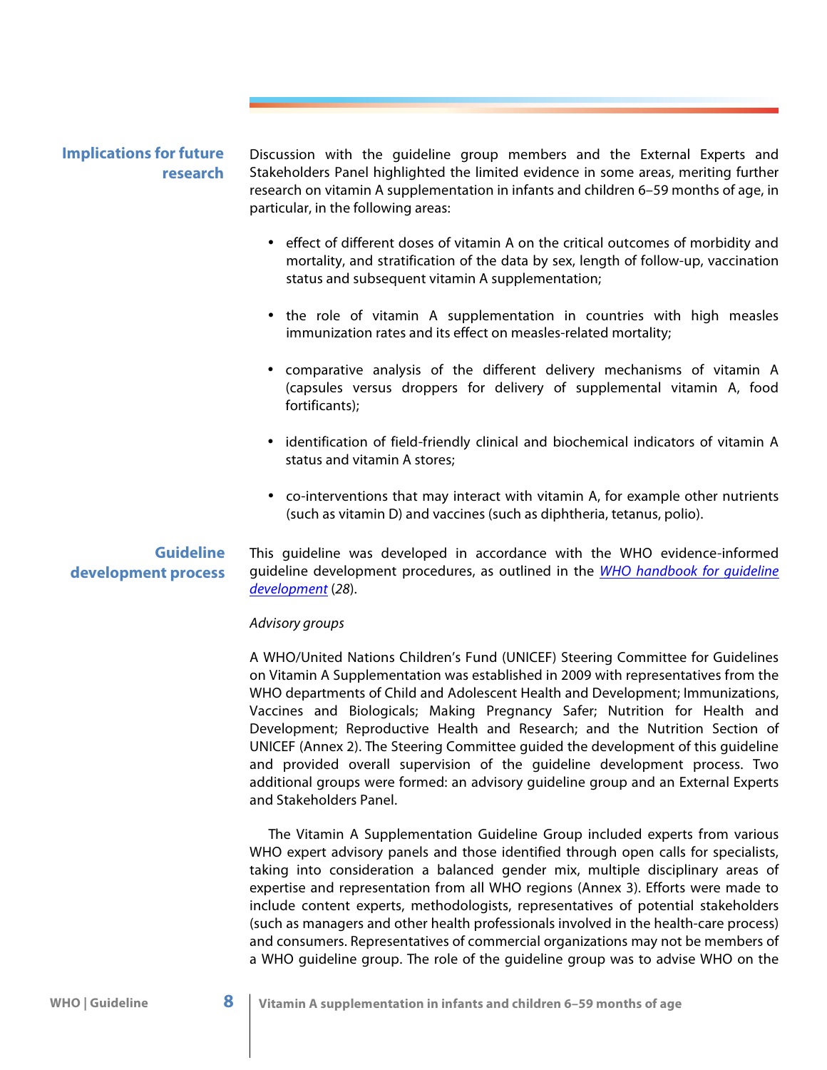## Implications for future research

Discussion with the guideline group members and the External Experts and Stakeholders Panel highlighted the limited evidence in some areas, meriting further research on vitamin A supplementation in infants and children 6–59 months of age, in particular, in the following areas:

- effect of different doses of vitamin A on the critical outcomes of morbidity and mortality, and stratification of the data by sex, length of follow-up, vaccination status and subsequent vitamin A supplementation;
- the role of vitamin A supplementation in countries with high measles immunization rates and its effect on measles-related mortality;
- comparative analysis of the different delivery mechanisms of vitamin A (capsules versus droppers for delivery of supplemental vitamin A, food fortificants);
- identification of field-friendly clinical and biochemical indicators of vitamin A status and vitamin A stores;
- co-interventions that may interact with vitamin A, for example other nutrients (such as vitamin D) and vaccines (such as diphtheria, tetanus, polio).

## Guideline development process

This guideline was developed in accordance with the WHO evidence-informed guideline development procedures, as outlined in the *WHO handbook for guideline development* (*28*).

*Advisory groups*

A WHO/United Nations Children's Fund (UNICEF) Steering Committee for Guidelines on Vitamin A Supplementation was established in 2009 with representatives from the WHO departments of Child and Adolescent Health and Development; Immunizations, Vaccines and Biologicals; Making Pregnancy Safer; Nutrition for Health and Development; Reproductive Health and Research; and the Nutrition Section of UNICEF (Annex 2). The Steering Committee guided the development of this guideline and provided overall supervision of the guideline development process. Two additional groups were formed: an advisory guideline group and an External Experts and Stakeholders Panel.

The Vitamin A Supplementation Guideline Group included experts from various WHO expert advisory panels and those identified through open calls for specialists, taking into consideration a balanced gender mix, multiple disciplinary areas of expertise and representation from all WHO regions (Annex 3). Efforts were made to include content experts, methodologists, representatives of potential stakeholders (such as managers and other health professionals involved in the health-care process) and consumers. Representatives of commercial organizations may not be members of a WHO guideline group. The role of the guideline group was to advise WHO on the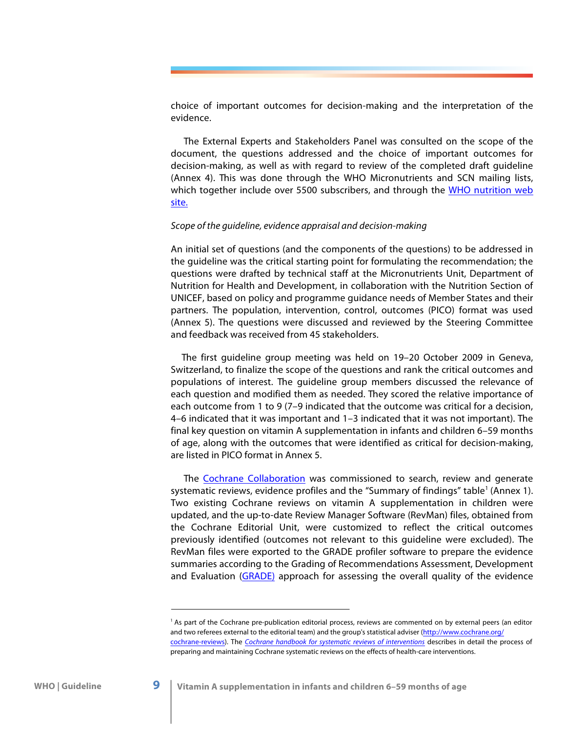choice of important outcomes for decision-making and the interpretation of the evidence.

The External Experts and Stakeholders Panel was consulted on the scope of the document, the questions addressed and the choice of important outcomes for decision-making, as well as with regard to review of the completed draft guideline (Annex 4). This was done through the WHO Micronutrients and SCN mailing lists, which together include over 5500 subscribers, and through the WHO nutrition web site.

*Scope of the guideline, evidence appraisal and decision-making*

An initial set of questions (and the components of the questions) to be addressed in the guideline was the critical starting point for formulating the recommendation; the questions were drafted by technical staff at the Micronutrients Unit, Department of Nutrition for Health and Development, in collaboration with the Nutrition Section of UNICEF, based on policy and programme guidance needs of Member States and their partners. The population, intervention, control, outcomes (PICO) format was used (Annex 5). The questions were discussed and reviewed by the Steering Committee and feedback was received from 45 stakeholders.

The first guideline group meeting was held on 19–20 October 2009 in Geneva, Switzerland, to finalize the scope of the questions and rank the critical outcomes and populations of interest. The guideline group members discussed the relevance of each question and modified them as needed. They scored the relative importance of each outcome from 1 to 9 (7–9 indicated that the outcome was critical for a decision, 4–6 indicated that it was important and 1–3 indicated that it was not important). The final key question on vitamin A supplementation in infants and children 6–59 months of age, along with the outcomes that were identified as critical for decision-making, are listed in PICO format in Annex 5.

The Cochrane Collaboration was commissioned to search, review and generate systematic reviews, evidence profiles and the "Summary of findings" table[1] (Annex 1). Two existing Cochrane reviews on vitamin A supplementation in children were updated, and the up-to-date Review Manager Software (RevMan) files, obtained from the Cochrane Editorial Unit, were customized to reflect the critical outcomes previously identified (outcomes not relevant to this guideline were excluded). The RevMan files were exported to the GRADE profiler software to prepare the evidence summaries according to the Grading of Recommendations Assessment, Development and Evaluation (GRADE) approach for assessing the overall quality of the evidence

---

[1] As part of the Cochrane pre-publication editorial process, reviews are commented on by external peers (an editor and two referees external to the editorial team) and the group's statistical adviser (http://www.cochrane.org/cochrane-reviews). The *Cochrane handbook for systematic reviews of interventions* describes in detail the process of preparing and maintaining Cochrane systematic reviews on the effects of health-care interventions.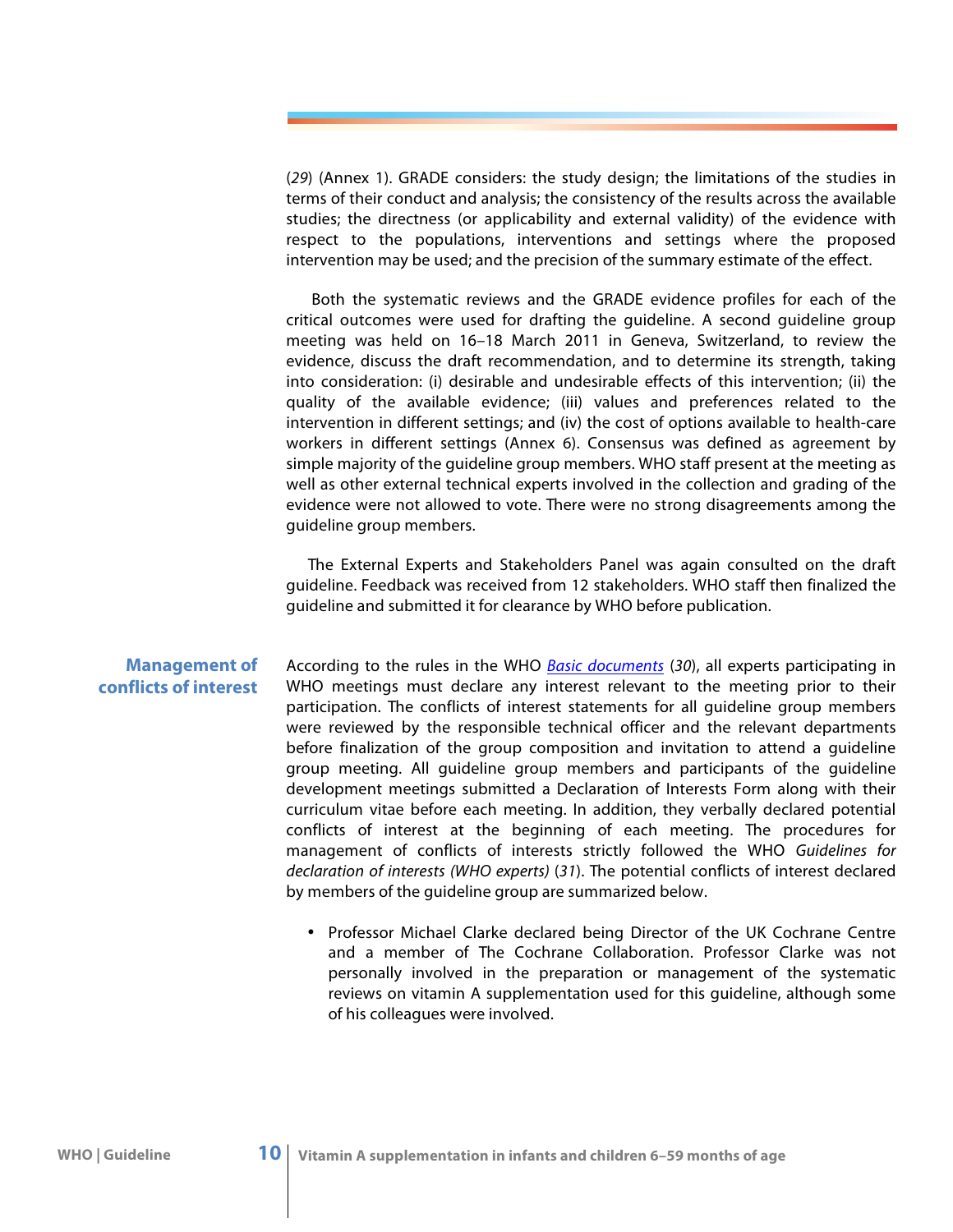(*29*) (Annex 1). GRADE considers: the study design; the limitations of the studies in terms of their conduct and analysis; the consistency of the results across the available studies; the directness (or applicability and external validity) of the evidence with respect to the populations, interventions and settings where the proposed intervention may be used; and the precision of the summary estimate of the effect.

Both the systematic reviews and the GRADE evidence profiles for each of the critical outcomes were used for drafting the guideline. A second guideline group meeting was held on 16–18 March 2011 in Geneva, Switzerland, to review the evidence, discuss the draft recommendation, and to determine its strength, taking into consideration: (i) desirable and undesirable effects of this intervention; (ii) the quality of the available evidence; (iii) values and preferences related to the intervention in different settings; and (iv) the cost of options available to health-care workers in different settings (Annex 6). Consensus was defined as agreement by simple majority of the guideline group members. WHO staff present at the meeting as well as other external technical experts involved in the collection and grading of the evidence were not allowed to vote. There were no strong disagreements among the guideline group members.

The External Experts and Stakeholders Panel was again consulted on the draft guideline. Feedback was received from 12 stakeholders. WHO staff then finalized the guideline and submitted it for clearance by WHO before publication.

## Management of conflicts of interest

According to the rules in the WHO *Basic documents* (*30*), all experts participating in WHO meetings must declare any interest relevant to the meeting prior to their participation. The conflicts of interest statements for all guideline group members were reviewed by the responsible technical officer and the relevant departments before finalization of the group composition and invitation to attend a guideline group meeting. All guideline group members and participants of the guideline development meetings submitted a Declaration of Interests Form along with their curriculum vitae before each meeting. In addition, they verbally declared potential conflicts of interest at the beginning of each meeting. The procedures for management of conflicts of interests strictly followed the WHO *Guidelines for declaration of interests (WHO experts)* (*31*). The potential conflicts of interest declared by members of the guideline group are summarized below.

- Professor Michael Clarke declared being Director of the UK Cochrane Centre and a member of The Cochrane Collaboration. Professor Clarke was not personally involved in the preparation or management of the systematic reviews on vitamin A supplementation used for this guideline, although some of his colleagues were involved.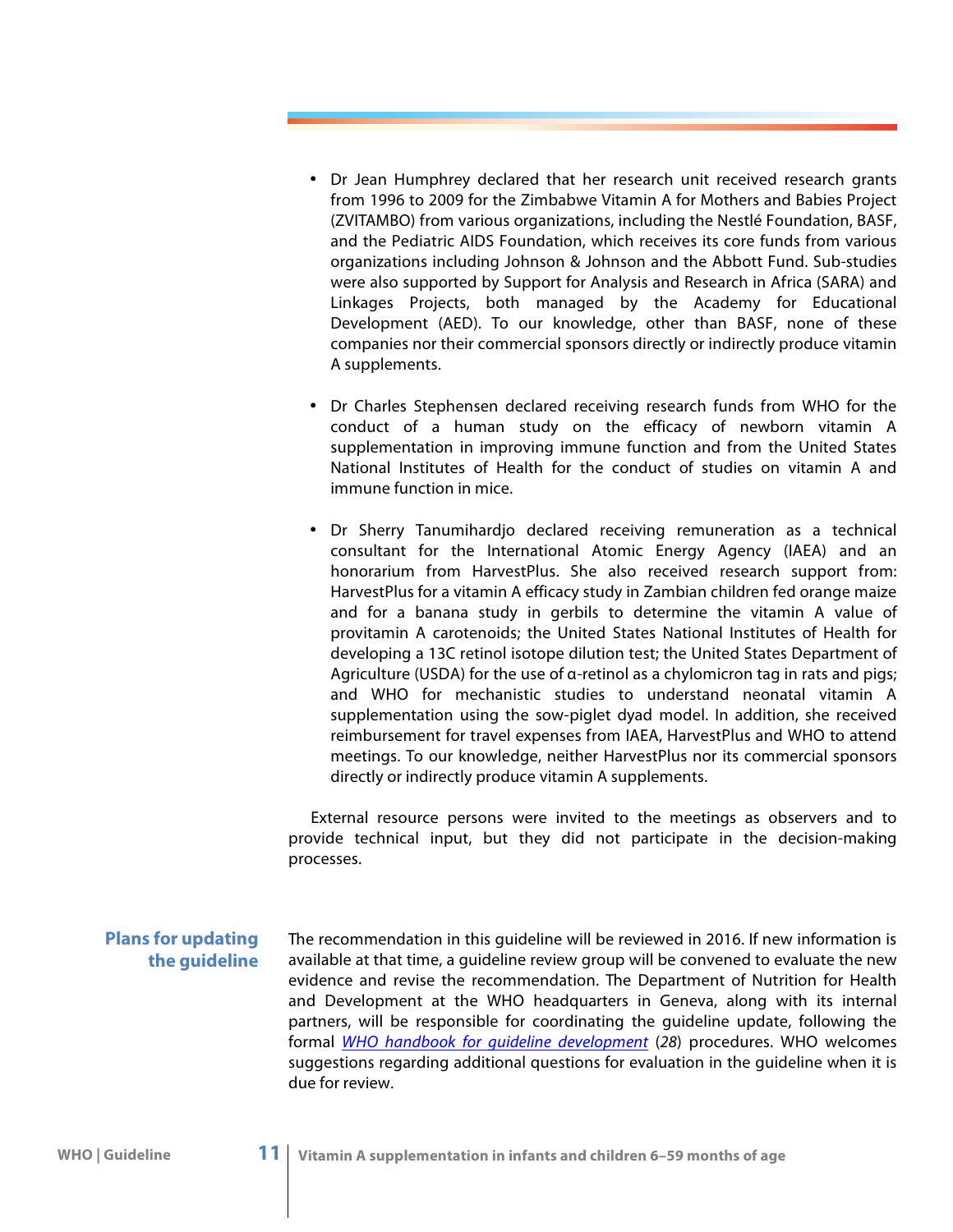- Dr Jean Humphrey declared that her research unit received research grants from 1996 to 2009 for the Zimbabwe Vitamin A for Mothers and Babies Project (ZVITAMBO) from various organizations, including the Nestlé Foundation, BASF, and the Pediatric AIDS Foundation, which receives its core funds from various organizations including Johnson & Johnson and the Abbott Fund. Sub-studies were also supported by Support for Analysis and Research in Africa (SARA) and Linkages Projects, both managed by the Academy for Educational Development (AED). To our knowledge, other than BASF, none of these companies nor their commercial sponsors directly or indirectly produce vitamin A supplements.

- Dr Charles Stephensen declared receiving research funds from WHO for the conduct of a human study on the efficacy of newborn vitamin A supplementation in improving immune function and from the United States National Institutes of Health for the conduct of studies on vitamin A and immune function in mice.

- Dr Sherry Tanumihardjo declared receiving remuneration as a technical consultant for the International Atomic Energy Agency (IAEA) and an honorarium from HarvestPlus. She also received research support from: HarvestPlus for a vitamin A efficacy study in Zambian children fed orange maize and for a banana study in gerbils to determine the vitamin A value of provitamin A carotenoids; the United States National Institutes of Health for developing a 13C retinol isotope dilution test; the United States Department of Agriculture (USDA) for the use of α-retinol as a chylomicron tag in rats and pigs; and WHO for mechanistic studies to understand neonatal vitamin A supplementation using the sow-piglet dyad model. In addition, she received reimbursement for travel expenses from IAEA, HarvestPlus and WHO to attend meetings. To our knowledge, neither HarvestPlus nor its commercial sponsors directly or indirectly produce vitamin A supplements.

External resource persons were invited to the meetings as observers and to provide technical input, but they did not participate in the decision-making processes.

## Plans for updating the guideline

The recommendation in this guideline will be reviewed in 2016. If new information is available at that time, a guideline review group will be convened to evaluate the new evidence and revise the recommendation. The Department of Nutrition for Health and Development at the WHO headquarters in Geneva, along with its internal partners, will be responsible for coordinating the guideline update, following the formal *WHO handbook for guideline development* (*28*) procedures. WHO welcomes suggestions regarding additional questions for evaluation in the guideline when it is due for review.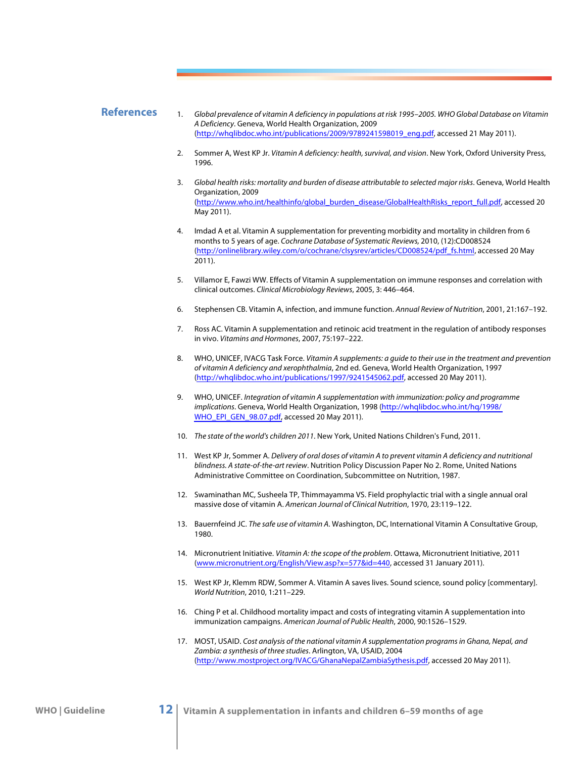## References

1. *Global prevalence of vitamin A deficiency in populations at risk 1995–2005. WHO Global Database on Vitamin A Deficiency*. Geneva, World Health Organization, 2009 (http://whqlibdoc.who.int/publications/2009/9789241598019_eng.pdf, accessed 21 May 2011).

2. Sommer A, West KP Jr. *Vitamin A deficiency: health, survival, and vision*. New York, Oxford University Press, 1996.

3. *Global health risks: mortality and burden of disease attributable to selected major risks*. Geneva, World Health Organization, 2009 (http://www.who.int/healthinfo/global_burden_disease/GlobalHealthRisks_report_full.pdf, accessed 20 May 2011).

4. Imdad A et al. Vitamin A supplementation for preventing morbidity and mortality in children from 6 months to 5 years of age. *Cochrane Database of Systematic Reviews,* 2010, (12):CD008524 (http://onlinelibrary.wiley.com/o/cochrane/clsysrev/articles/CD008524/pdf_fs.html, accessed 20 May 2011).

5. Villamor E, Fawzi WW. Effects of Vitamin A supplementation on immune responses and correlation with clinical outcomes. *Clinical Microbiology Reviews*, 2005, 3: 446–464.

6. Stephensen CB. Vitamin A, infection, and immune function. *Annual Review of Nutrition*, 2001, 21:167–192.

7. Ross AC. Vitamin A supplementation and retinoic acid treatment in the regulation of antibody responses in vivo. *Vitamins and Hormones*, 2007, 75:197–222.

8. WHO, UNICEF, IVACG Task Force. *Vitamin A supplements: a guide to their use in the treatment and prevention of vitamin A deficiency and xerophthalmia*, 2nd ed. Geneva, World Health Organization, 1997 (http://whqlibdoc.who.int/publications/1997/9241545062.pdf, accessed 20 May 2011).

9. WHO, UNICEF. *Integration of vitamin A supplementation with immunization: policy and programme implications*. Geneva, World Health Organization, 1998 (http://whqlibdoc.who.int/hq/1998/WHO_EPI_GEN_98.07.pdf, accessed 20 May 2011).

10. *The state of the world's children 2011*. New York, United Nations Children's Fund, 2011.

11. West KP Jr, Sommer A. *Delivery of oral doses of vitamin A to prevent vitamin A deficiency and nutritional blindness. A state-of-the-art review*. Nutrition Policy Discussion Paper No 2. Rome, United Nations Administrative Committee on Coordination, Subcommittee on Nutrition, 1987.

12. Swaminathan MC, Susheela TP, Thimmayamma VS. Field prophylactic trial with a single annual oral massive dose of vitamin A. *American Journal of Clinical Nutrition*, 1970, 23:119–122.

13. Bauernfeind JC. *The safe use of vitamin A*. Washington, DC, International Vitamin A Consultative Group, 1980.

14. Micronutrient Initiative. *Vitamin A: the scope of the problem*. Ottawa, Micronutrient Initiative, 2011 (www.micronutrient.org/English/View.asp?x=577&id=440, accessed 31 January 2011).

15. West KP Jr, Klemm RDW, Sommer A. Vitamin A saves lives. Sound science, sound policy [commentary]. *World Nutrition*, 2010, 1:211–229.

16. Ching P et al. Childhood mortality impact and costs of integrating vitamin A supplementation into immunization campaigns. *American Journal of Public Health*, 2000, 90:1526–1529.

17. MOST, USAID. *Cost analysis of the national vitamin A supplementation programs in Ghana, Nepal, and Zambia: a synthesis of three studies*. Arlington, VA, USAID, 2004 (http://www.mostproject.org/IVACG/GhanaNepalZambiaSythesis.pdf, accessed 20 May 2011).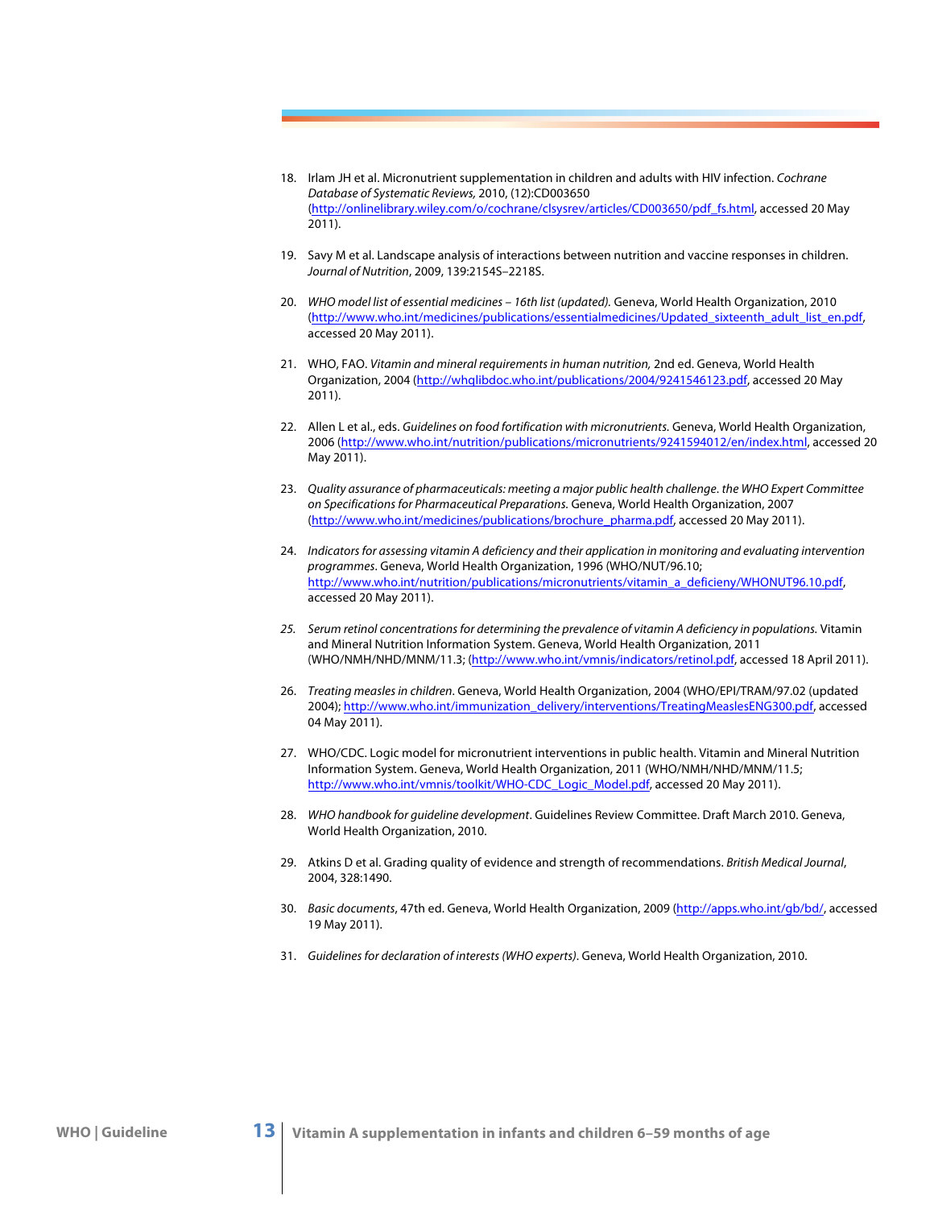18. Irlam JH et al. Micronutrient supplementation in children and adults with HIV infection. *Cochrane Database of Systematic Reviews,* 2010, (12):CD003650 (http://onlinelibrary.wiley.com/o/cochrane/clsysrev/articles/CD003650/pdf_fs.html, accessed 20 May 2011).

19. Savy M et al. Landscape analysis of interactions between nutrition and vaccine responses in children. *Journal of Nutrition*, 2009, 139:2154S–2218S.

20. *WHO model list of essential medicines – 16th list (updated).* Geneva, World Health Organization, 2010 (http://www.who.int/medicines/publications/essentialmedicines/Updated_sixteenth_adult_list_en.pdf, accessed 20 May 2011).

21. WHO, FAO. *Vitamin and mineral requirements in human nutrition,* 2nd ed. Geneva, World Health Organization, 2004 (http://whqlibdoc.who.int/publications/2004/9241546123.pdf, accessed 20 May 2011).

22. Allen L et al., eds. *Guidelines on food fortification with micronutrients.* Geneva, World Health Organization, 2006 (http://www.who.int/nutrition/publications/micronutrients/9241594012/en/index.html, accessed 20 May 2011).

23. *Quality assurance of pharmaceuticals: meeting a major public health challenge. the WHO Expert Committee on Specifications for Pharmaceutical Preparations.* Geneva, World Health Organization, 2007 (http://www.who.int/medicines/publications/brochure_pharma.pdf, accessed 20 May 2011).

24. *Indicators for assessing vitamin A deficiency and their application in monitoring and evaluating intervention programmes*. Geneva, World Health Organization, 1996 (WHO/NUT/96.10; http://www.who.int/nutrition/publications/micronutrients/vitamin_a_deficieny/WHONUT96.10.pdf, accessed 20 May 2011).

25. *Serum retinol concentrations for determining the prevalence of vitamin A deficiency in populations.* Vitamin and Mineral Nutrition Information System. Geneva, World Health Organization, 2011 (WHO/NMH/NHD/MNM/11.3; (http://www.who.int/vmnis/indicators/retinol.pdf, accessed 18 April 2011).

26. *Treating measles in children*. Geneva, World Health Organization, 2004 (WHO/EPI/TRAM/97.02 (updated 2004); http://www.who.int/immunization_delivery/interventions/TreatingMeaslesENG300.pdf, accessed 04 May 2011).

27. WHO/CDC. Logic model for micronutrient interventions in public health. Vitamin and Mineral Nutrition Information System. Geneva, World Health Organization, 2011 (WHO/NMH/NHD/MNM/11.5; http://www.who.int/vmnis/toolkit/WHO-CDC_Logic_Model.pdf, accessed 20 May 2011).

28. *WHO handbook for guideline development*. Guidelines Review Committee. Draft March 2010. Geneva, World Health Organization, 2010.

29. Atkins D et al. Grading quality of evidence and strength of recommendations. *British Medical Journal*, 2004, 328:1490.

30. *Basic documents*, 47th ed. Geneva, World Health Organization, 2009 (http://apps.who.int/gb/bd/, accessed 19 May 2011).

31. *Guidelines for declaration of interests (WHO experts)*. Geneva, World Health Organization, 2010.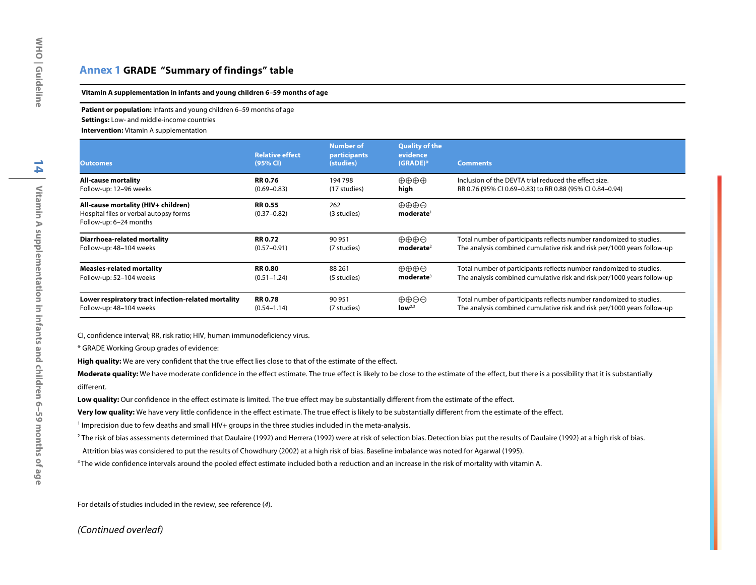# Annex 1 GRADE "Summary of findings" table

**Vitamin A supplementation in infants and young children 6–59 months of age**

**Patient or population:** Infants and young children 6–59 months of age
**Settings:** Low- and middle-income countries
**Intervention:** Vitamin A supplementation

| Outcomes | Relative effect (95% CI) | Number of participants (studies) | Quality of the evidence (GRADE)* | Comments |
|---|---|---|---|---|
| **All-cause mortality** Follow-up: 12–96 weeks | **RR 0.76** (0.69–0.83) | 194 798 (17 studies) | ⊕⊕⊕⊕ **high** | Inclusion of the DEVTA trial reduced the effect size. RR 0.76 (95% CI 0.69–0.83) to RR 0.88 (95% CI 0.84–0.94) |
| **All-cause mortality (HIV+ children)** Hospital files or verbal autopsy forms Follow-up: 6–24 months | **RR 0.55** (0.37–0.82) | 262 (3 studies) | ⊕⊕⊕⊖ **moderate**[1] | |
| **Diarrhoea-related mortality** Follow-up: 48–104 weeks | **RR 0.72** (0.57–0.91) | 90 951 (7 studies) | ⊕⊕⊕⊖ **moderate**[2] | Total number of participants reflects number randomized to studies. The analysis combined cumulative risk and risk per/1000 years follow-up |
| **Measles-related mortality** Follow-up: 52–104 weeks | **RR 0.80** (0.51–1.24) | 88 261 (5 studies) | ⊕⊕⊕⊖ **moderate**[3] | Total number of participants reflects number randomized to studies. The analysis combined cumulative risk and risk per/1000 years follow-up |
| **Lower respiratory tract infection-related mortality** Follow-up: 48–104 weeks | **RR 0.78** (0.54–1.14) | 90 951 (7 studies) | ⊕⊕⊖⊖ **low**[2,3] | Total number of participants reflects number randomized to studies. The analysis combined cumulative risk and risk per/1000 years follow-up |

CI, confidence interval; RR, risk ratio; HIV, human immunodeficiency virus.

\* GRADE Working Group grades of evidence:

**High quality:** We are very confident that the true effect lies close to that of the estimate of the effect.

**Moderate quality:** We have moderate confidence in the effect estimate. The true effect is likely to be close to the estimate of the effect, but there is a possibility that it is substantially different.

**Low quality:** Our confidence in the effect estimate is limited. The true effect may be substantially different from the estimate of the effect.

**Very low quality:** We have very little confidence in the effect estimate. The true effect is likely to be substantially different from the estimate of the effect.

[1] Imprecision due to few deaths and small HIV+ groups in the three studies included in the meta-analysis.

[2] The risk of bias assessments determined that Daulaire (1992) and Herrera (1992) were at risk of selection bias. Detection bias put the results of Daulaire (1992) at a high risk of bias. Attrition bias was considered to put the results of Chowdhury (2002) at a high risk of bias. Baseline imbalance was noted for Agarwal (1995).

[3] The wide confidence intervals around the pooled effect estimate included both a reduction and an increase in the risk of mortality with vitamin A.

For details of studies included in the review, see reference (*4*).

*(Continued overleaf)*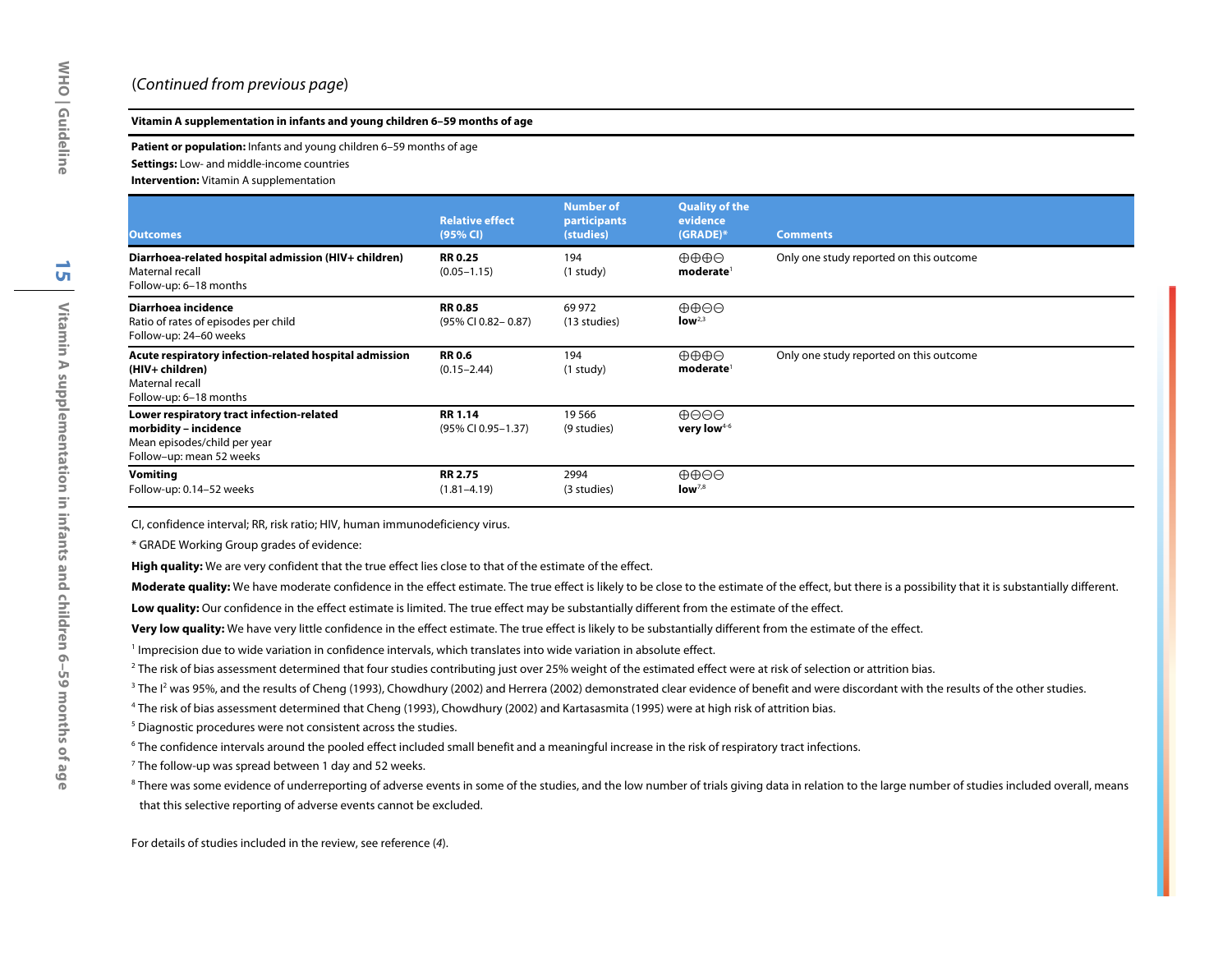(*Continued from previous page*)

**Vitamin A supplementation in infants and young children 6–59 months of age**

**Patient or population:** Infants and young children 6–59 months of age

**Settings:** Low- and middle-income countries

**Intervention:** Vitamin A supplementation

| Outcomes | Relative effect (95% CI) | Number of participants (studies) | Quality of the evidence (GRADE)* | Comments |
|---|---|---|---|---|
| **Diarrhoea-related hospital admission (HIV+ children)**<br>Maternal recall<br>Follow-up: 6–18 months | **RR 0.25**<br>(0.05–1.15) | 194<br>(1 study) | ⊕⊕⊕⊖<br>**moderate**[1] | Only one study reported on this outcome |
| **Diarrhoea incidence**<br>Ratio of rates of episodes per child<br>Follow-up: 24–60 weeks | **RR 0.85**<br>(95% CI 0.82– 0.87) | 69 972<br>(13 studies) | ⊕⊕⊖⊖<br>**low**[2,3] | |
| **Acute respiratory infection-related hospital admission (HIV+ children)**<br>Maternal recall<br>Follow-up: 6–18 months | **RR 0.6**<br>(0.15–2.44) | 194<br>(1 study) | ⊕⊕⊕⊖<br>**moderate**[1] | Only one study reported on this outcome |
| **Lower respiratory tract infection-related morbidity – incidence**<br>Mean episodes/child per year<br>Follow–up: mean 52 weeks | **RR 1.14**<br>(95% CI 0.95–1.37) | 19 566<br>(9 studies) | ⊕⊖⊖⊖<br>**very low**[4-6] | |
| **Vomiting**<br>Follow-up: 0.14–52 weeks | **RR 2.75**<br>(1.81–4.19) | 2994<br>(3 studies) | ⊕⊕⊖⊖<br>**low**[7,8] | |

CI, confidence interval; RR, risk ratio; HIV, human immunodeficiency virus.

\* GRADE Working Group grades of evidence:

**High quality:** We are very confident that the true effect lies close to that of the estimate of the effect.

**Moderate quality:** We have moderate confidence in the effect estimate. The true effect is likely to be close to the estimate of the effect, but there is a possibility that it is substantially different.

**Low quality:** Our confidence in the effect estimate is limited. The true effect may be substantially different from the estimate of the effect.

**Very low quality:** We have very little confidence in the effect estimate. The true effect is likely to be substantially different from the estimate of the effect.

[1] Imprecision due to wide variation in confidence intervals, which translates into wide variation in absolute effect.

[2] The risk of bias assessment determined that four studies contributing just over 25% weight of the estimated effect were at risk of selection or attrition bias.

[3] The $I^2$ was 95%, and the results of Cheng (1993), Chowdhury (2002) and Herrera (2002) demonstrated clear evidence of benefit and were discordant with the results of the other studies.

[4] The risk of bias assessment determined that Cheng (1993), Chowdhury (2002) and Kartasasmita (1995) were at high risk of attrition bias.

[5] Diagnostic procedures were not consistent across the studies.

[6] The confidence intervals around the pooled effect included small benefit and a meaningful increase in the risk of respiratory tract infections.

[7] The follow-up was spread between 1 day and 52 weeks.

[8] There was some evidence of underreporting of adverse events in some of the studies, and the low number of trials giving data in relation to the large number of studies included overall, means that this selective reporting of adverse events cannot be excluded.

For details of studies included in the review, see reference (*4*).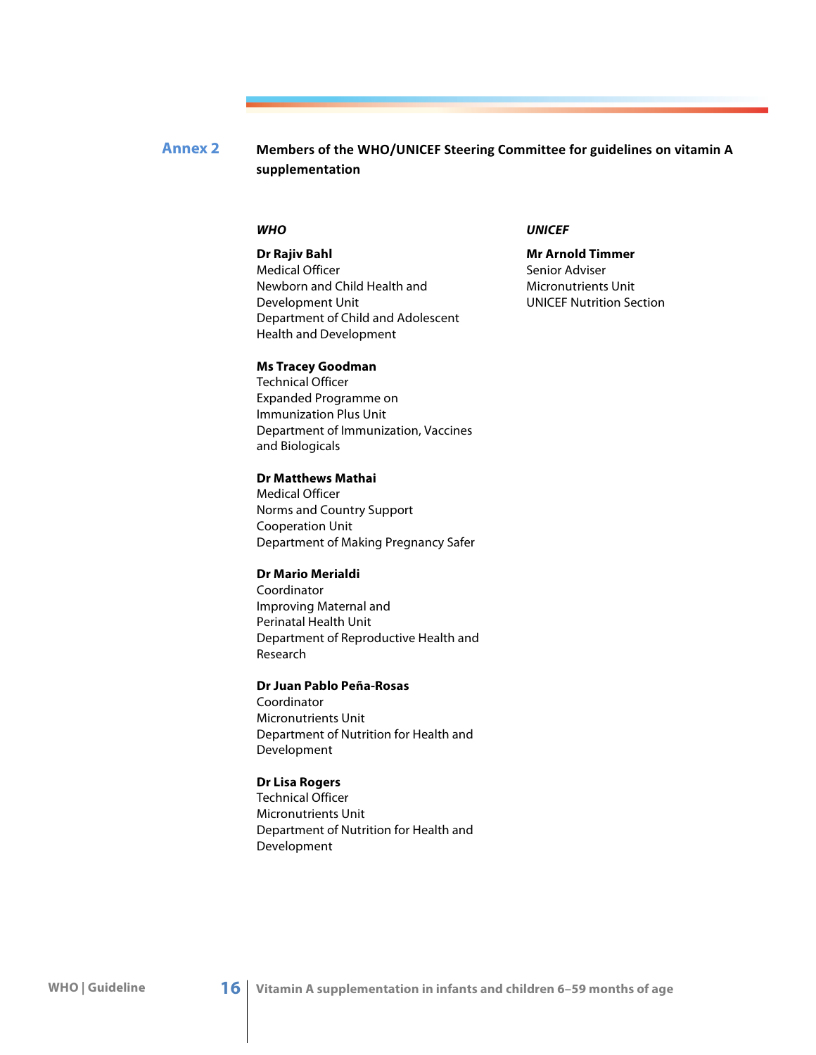## Annex 2 Members of the WHO/UNICEF Steering Committee for guidelines on vitamin A supplementation

***WHO***

**Dr Rajiv Bahl**
Medical Officer
Newborn and Child Health and Development Unit
Department of Child and Adolescent Health and Development

**Ms Tracey Goodman**
Technical Officer
Expanded Programme on Immunization Plus Unit
Department of Immunization, Vaccines and Biologicals

**Dr Matthews Mathai**
Medical Officer
Norms and Country Support Cooperation Unit
Department of Making Pregnancy Safer

**Dr Mario Merialdi**
Coordinator
Improving Maternal and Perinatal Health Unit
Department of Reproductive Health and Research

**Dr Juan Pablo Peña-Rosas**
Coordinator
Micronutrients Unit
Department of Nutrition for Health and Development

**Dr Lisa Rogers**
Technical Officer
Micronutrients Unit
Department of Nutrition for Health and Development

***UNICEF***

**Mr Arnold Timmer**
Senior Adviser
Micronutrients Unit
UNICEF Nutrition Section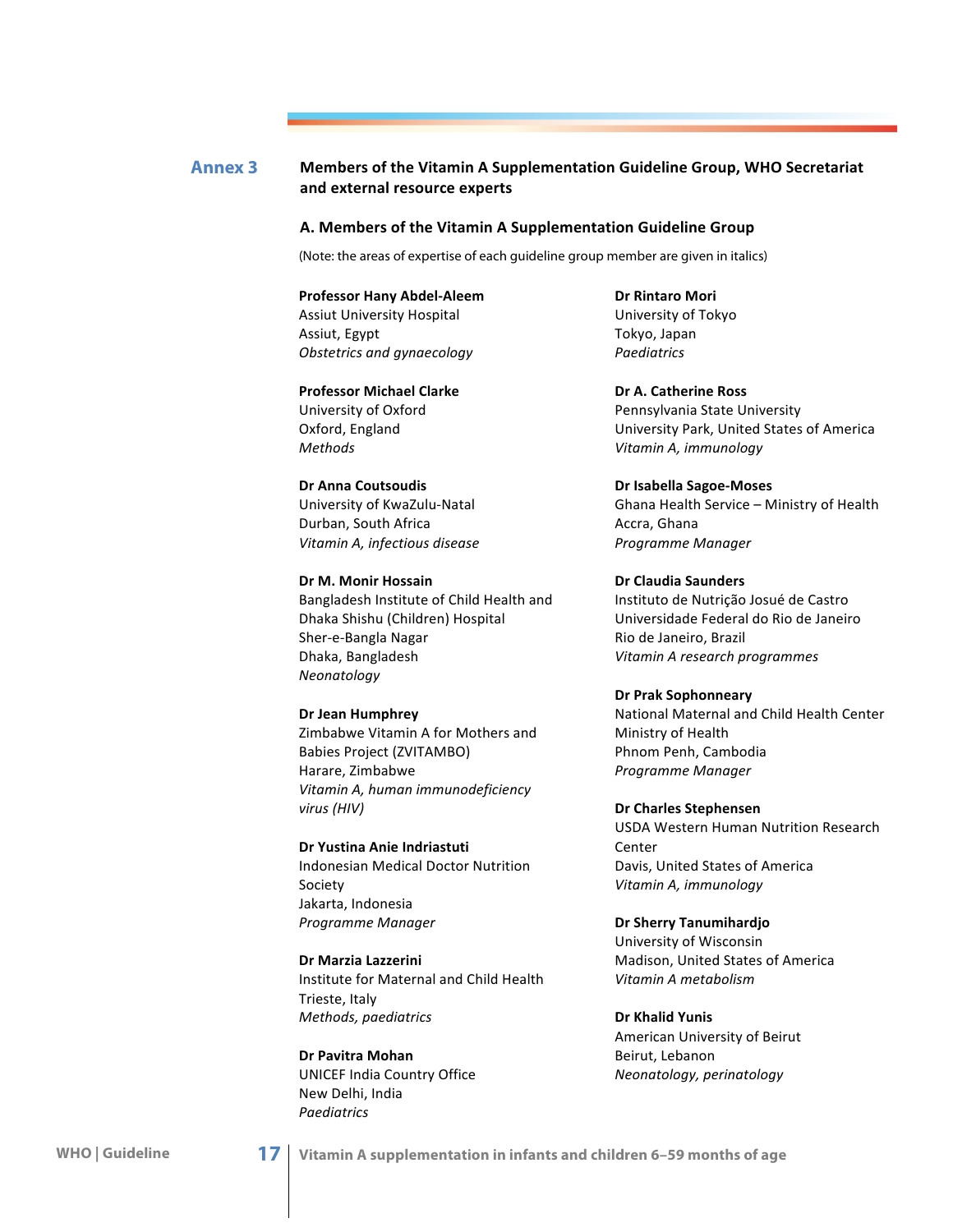## Annex 3 Members of the Vitamin A Supplementation Guideline Group, WHO Secretariat and external resource experts

### A. Members of the Vitamin A Supplementation Guideline Group

(Note: the areas of expertise of each guideline group member are given in italics)

**Professor Hany Abdel-Aleem**
Assiut University Hospital
Assiut, Egypt
*Obstetrics and gynaecology*

**Professor Michael Clarke**
University of Oxford
Oxford, England
*Methods*

**Dr Anna Coutsoudis**
University of KwaZulu-Natal
Durban, South Africa
*Vitamin A, infectious disease*

**Dr M. Monir Hossain**
Bangladesh Institute of Child Health and Dhaka Shishu (Children) Hospital
Sher-e-Bangla Nagar
Dhaka, Bangladesh
*Neonatology*

**Dr Jean Humphrey**
Zimbabwe Vitamin A for Mothers and Babies Project (ZVITAMBO)
Harare, Zimbabwe
*Vitamin A, human immunodeficiency virus (HIV)*

**Dr Yustina Anie Indriastuti**
Indonesian Medical Doctor Nutrition Society
Jakarta, Indonesia
*Programme Manager*

**Dr Marzia Lazzerini**
Institute for Maternal and Child Health
Trieste, Italy
*Methods, paediatrics*

**Dr Pavitra Mohan**
UNICEF India Country Office
New Delhi, India
*Paediatrics*

**Dr Rintaro Mori**
University of Tokyo
Tokyo, Japan
*Paediatrics*

**Dr A. Catherine Ross**
Pennsylvania State University
University Park, United States of America
*Vitamin A, immunology*

**Dr Isabella Sagoe-Moses**
Ghana Health Service – Ministry of Health
Accra, Ghana
*Programme Manager*

**Dr Claudia Saunders**
Instituto de Nutrição Josué de Castro
Universidade Federal do Rio de Janeiro
Rio de Janeiro, Brazil
*Vitamin A research programmes*

**Dr Prak Sophonneary**
National Maternal and Child Health Center
Ministry of Health
Phnom Penh, Cambodia
*Programme Manager*

**Dr Charles Stephensen**
USDA Western Human Nutrition Research Center
Davis, United States of America
*Vitamin A, immunology*

**Dr Sherry Tanumihardjo**
University of Wisconsin
Madison, United States of America
*Vitamin A metabolism*

**Dr Khalid Yunis**
American University of Beirut
Beirut, Lebanon
*Neonatology, perinatology*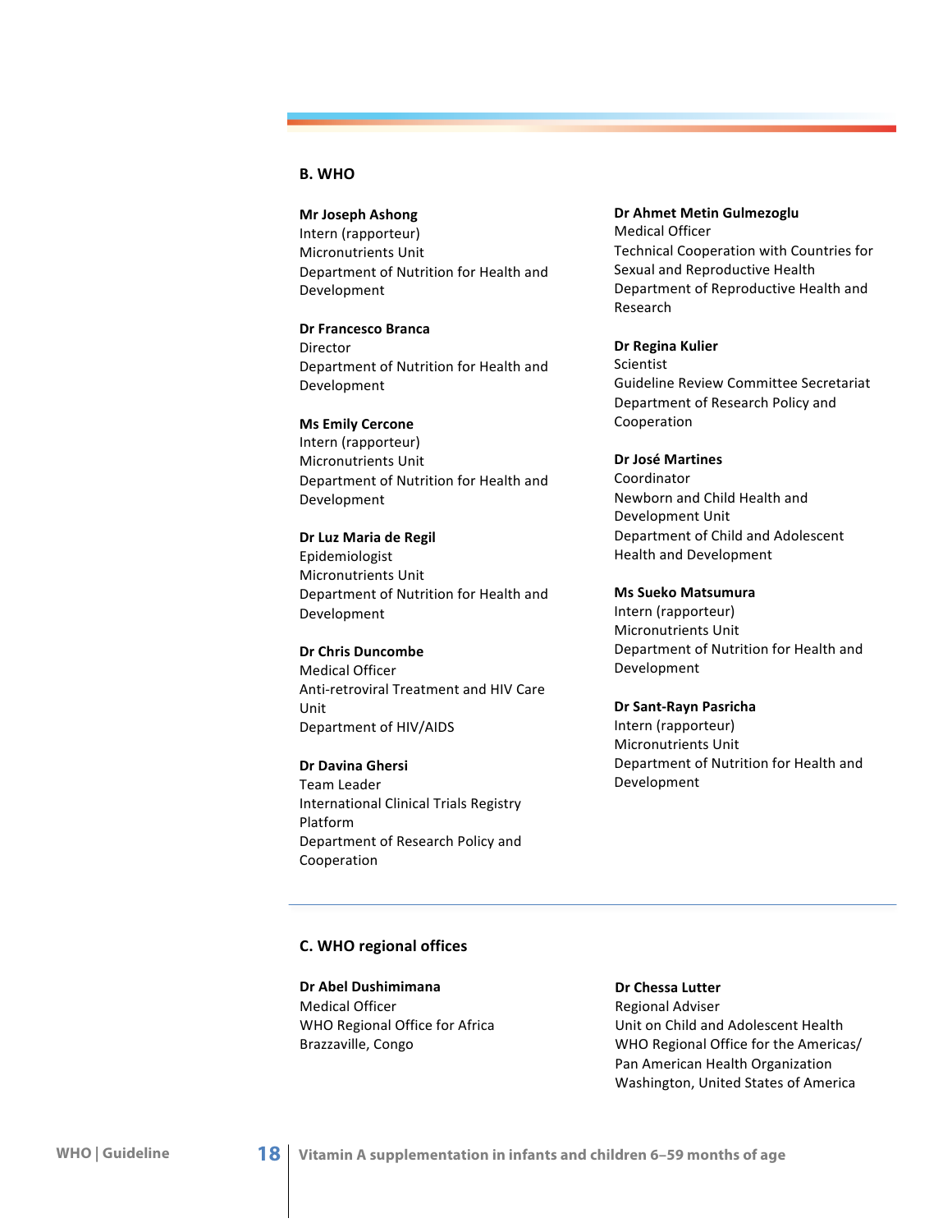## B. WHO

**Mr Joseph Ashong**
Intern (rapporteur)
Micronutrients Unit
Department of Nutrition for Health and Development

**Dr Francesco Branca**
Director
Department of Nutrition for Health and Development

**Ms Emily Cercone**
Intern (rapporteur)
Micronutrients Unit
Department of Nutrition for Health and Development

**Dr Luz Maria de Regil**
Epidemiologist
Micronutrients Unit
Department of Nutrition for Health and Development

**Dr Chris Duncombe**
Medical Officer
Anti-retroviral Treatment and HIV Care Unit
Department of HIV/AIDS

**Dr Davina Ghersi**
Team Leader
International Clinical Trials Registry Platform
Department of Research Policy and Cooperation

**Dr Ahmet Metin Gulmezoglu**
Medical Officer
Technical Cooperation with Countries for Sexual and Reproductive Health
Department of Reproductive Health and Research

**Dr Regina Kulier**
Scientist
Guideline Review Committee Secretariat
Department of Research Policy and Cooperation

**Dr José Martines**
Coordinator
Newborn and Child Health and Development Unit
Department of Child and Adolescent Health and Development

**Ms Sueko Matsumura**
Intern (rapporteur)
Micronutrients Unit
Department of Nutrition for Health and Development

**Dr Sant-Rayn Pasricha**
Intern (rapporteur)
Micronutrients Unit
Department of Nutrition for Health and Development

## C. WHO regional offices

**Dr Abel Dushimimana**
Medical Officer
WHO Regional Office for Africa
Brazzaville, Congo

**Dr Chessa Lutter**
Regional Adviser
Unit on Child and Adolescent Health
WHO Regional Office for the Americas/
Pan American Health Organization
Washington, United States of America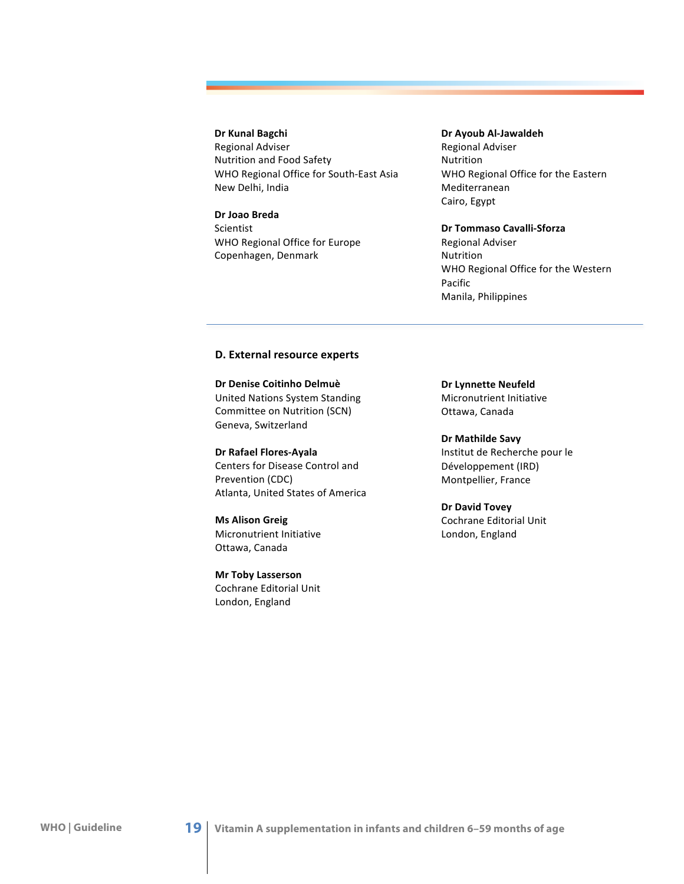**Dr Kunal Bagchi**
Regional Adviser
Nutrition and Food Safety
WHO Regional Office for South-East Asia
New Delhi, India

**Dr Joao Breda**
Scientist
WHO Regional Office for Europe
Copenhagen, Denmark

**Dr Ayoub Al-Jawaldeh**
Regional Adviser
Nutrition
WHO Regional Office for the Eastern Mediterranean
Cairo, Egypt

**Dr Tommaso Cavalli-Sforza**
Regional Adviser
Nutrition
WHO Regional Office for the Western Pacific
Manila, Philippines

### D. External resource experts

**Dr Denise Coitinho Delmuè**
United Nations System Standing Committee on Nutrition (SCN)
Geneva, Switzerland

**Dr Rafael Flores-Ayala**
Centers for Disease Control and Prevention (CDC)
Atlanta, United States of America

**Ms Alison Greig**
Micronutrient Initiative
Ottawa, Canada

**Mr Toby Lasserson**
Cochrane Editorial Unit
London, England

**Dr Lynnette Neufeld**
Micronutrient Initiative
Ottawa, Canada

**Dr Mathilde Savy**
Institut de Recherche pour le Développement (IRD)
Montpellier, France

**Dr David Tovey**
Cochrane Editorial Unit
London, England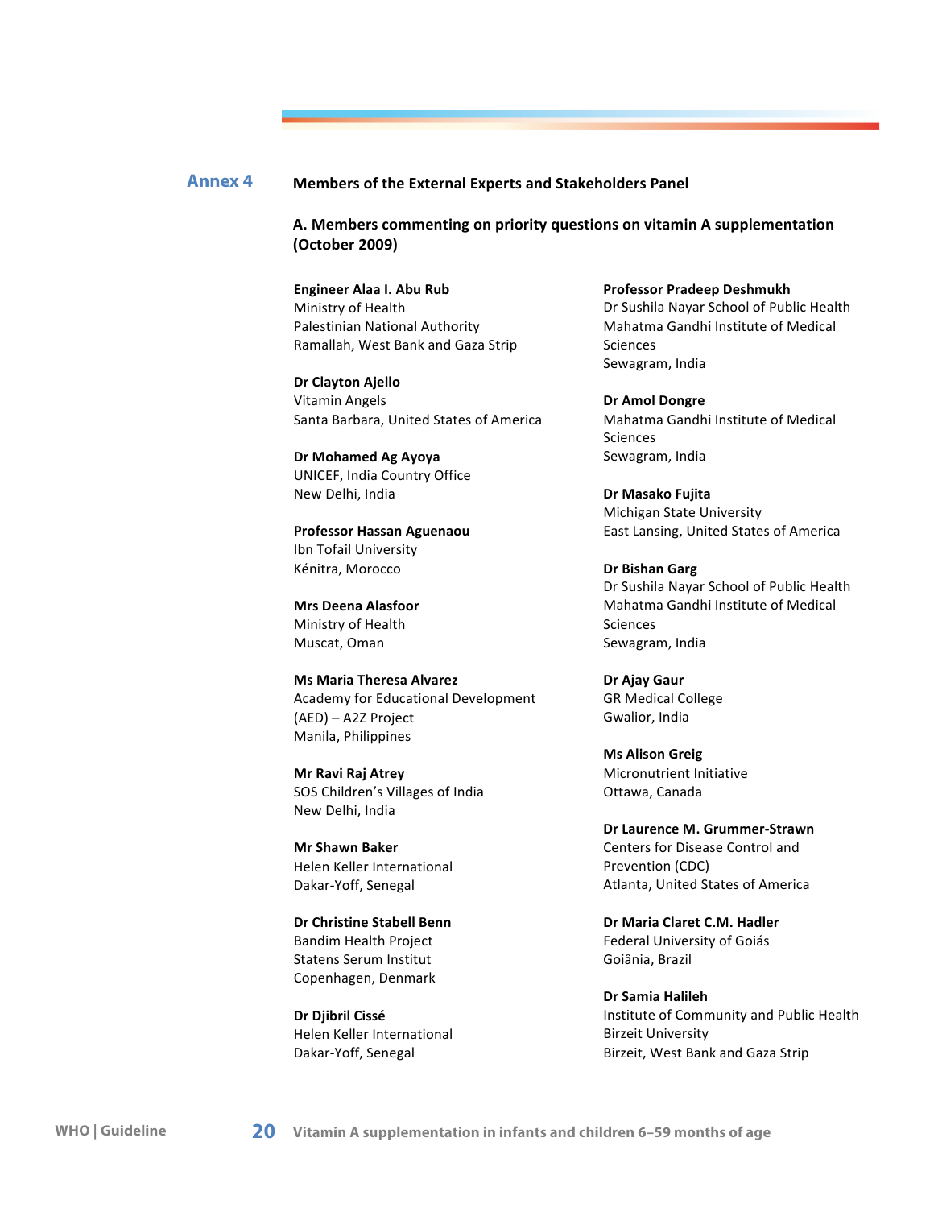## Annex 4 Members of the External Experts and Stakeholders Panel

### A. Members commenting on priority questions on vitamin A supplementation (October 2009)

**Engineer Alaa I. Abu Rub**
Ministry of Health
Palestinian National Authority
Ramallah, West Bank and Gaza Strip

**Dr Clayton Ajello**
Vitamin Angels
Santa Barbara, United States of America

**Dr Mohamed Ag Ayoya**
UNICEF, India Country Office
New Delhi, India

**Professor Hassan Aguenaou**
Ibn Tofail University
Kénitra, Morocco

**Mrs Deena Alasfoor**
Ministry of Health
Muscat, Oman

**Ms Maria Theresa Alvarez**
Academy for Educational Development (AED) – A2Z Project
Manila, Philippines

**Mr Ravi Raj Atrey**
SOS Children's Villages of India
New Delhi, India

**Mr Shawn Baker**
Helen Keller International
Dakar-Yoff, Senegal

**Dr Christine Stabell Benn**
Bandim Health Project
Statens Serum Institut
Copenhagen, Denmark

**Dr Djibril Cissé**
Helen Keller International
Dakar-Yoff, Senegal

**Professor Pradeep Deshmukh**
Dr Sushila Nayar School of Public Health
Mahatma Gandhi Institute of Medical Sciences
Sewagram, India

**Dr Amol Dongre**
Mahatma Gandhi Institute of Medical Sciences
Sewagram, India

**Dr Masako Fujita**
Michigan State University
East Lansing, United States of America

**Dr Bishan Garg**
Dr Sushila Nayar School of Public Health
Mahatma Gandhi Institute of Medical Sciences
Sewagram, India

**Dr Ajay Gaur**
GR Medical College
Gwalior, India

**Ms Alison Greig**
Micronutrient Initiative
Ottawa, Canada

**Dr Laurence M. Grummer-Strawn**
Centers for Disease Control and Prevention (CDC)
Atlanta, United States of America

**Dr Maria Claret C.M. Hadler**
Federal University of Goiás
Goiânia, Brazil

**Dr Samia Halileh**
Institute of Community and Public Health
Birzeit University
Birzeit, West Bank and Gaza Strip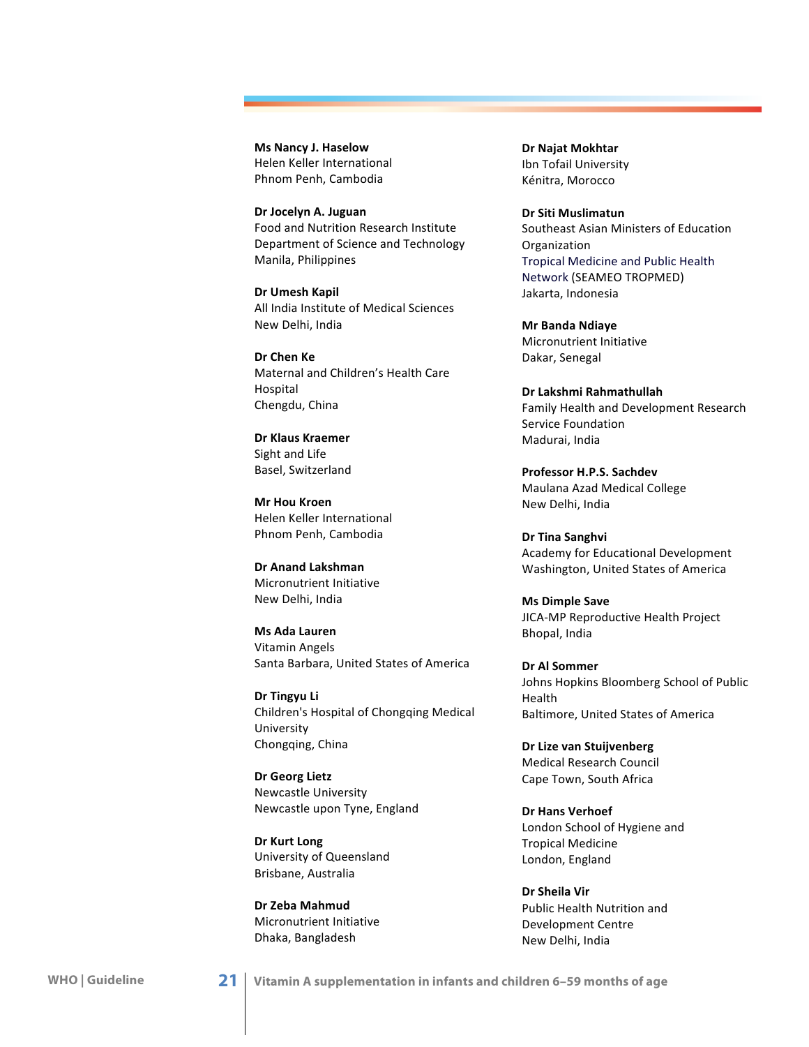**Ms Nancy J. Haselow**
Helen Keller International
Phnom Penh, Cambodia

**Dr Jocelyn A. Juguan**
Food and Nutrition Research Institute
Department of Science and Technology
Manila, Philippines

**Dr Umesh Kapil**
All India Institute of Medical Sciences
New Delhi, India

**Dr Chen Ke**
Maternal and Children's Health Care Hospital
Chengdu, China

**Dr Klaus Kraemer**
Sight and Life
Basel, Switzerland

**Mr Hou Kroen**
Helen Keller International
Phnom Penh, Cambodia

**Dr Anand Lakshman**
Micronutrient Initiative
New Delhi, India

**Ms Ada Lauren**
Vitamin Angels
Santa Barbara, United States of America

**Dr Tingyu Li**
Children's Hospital of Chongqing Medical University
Chongqing, China

**Dr Georg Lietz**
Newcastle University
Newcastle upon Tyne, England

**Dr Kurt Long**
University of Queensland
Brisbane, Australia

**Dr Zeba Mahmud**
Micronutrient Initiative
Dhaka, Bangladesh

**Dr Najat Mokhtar**
Ibn Tofail University
Kénitra, Morocco

**Dr Siti Muslimatun**
Southeast Asian Ministers of Education Organization
Tropical Medicine and Public Health Network (SEAMEO TROPMED)
Jakarta, Indonesia

**Mr Banda Ndiaye**
Micronutrient Initiative
Dakar, Senegal

**Dr Lakshmi Rahmathullah**
Family Health and Development Research Service Foundation
Madurai, India

**Professor H.P.S. Sachdev**
Maulana Azad Medical College
New Delhi, India

**Dr Tina Sanghvi**
Academy for Educational Development
Washington, United States of America

**Ms Dimple Save**
JICA-MP Reproductive Health Project
Bhopal, India

**Dr Al Sommer**
Johns Hopkins Bloomberg School of Public Health
Baltimore, United States of America

**Dr Lize van Stuijvenberg**
Medical Research Council
Cape Town, South Africa

**Dr Hans Verhoef**
London School of Hygiene and Tropical Medicine
London, England

**Dr Sheila Vir**
Public Health Nutrition and Development Centre
New Delhi, India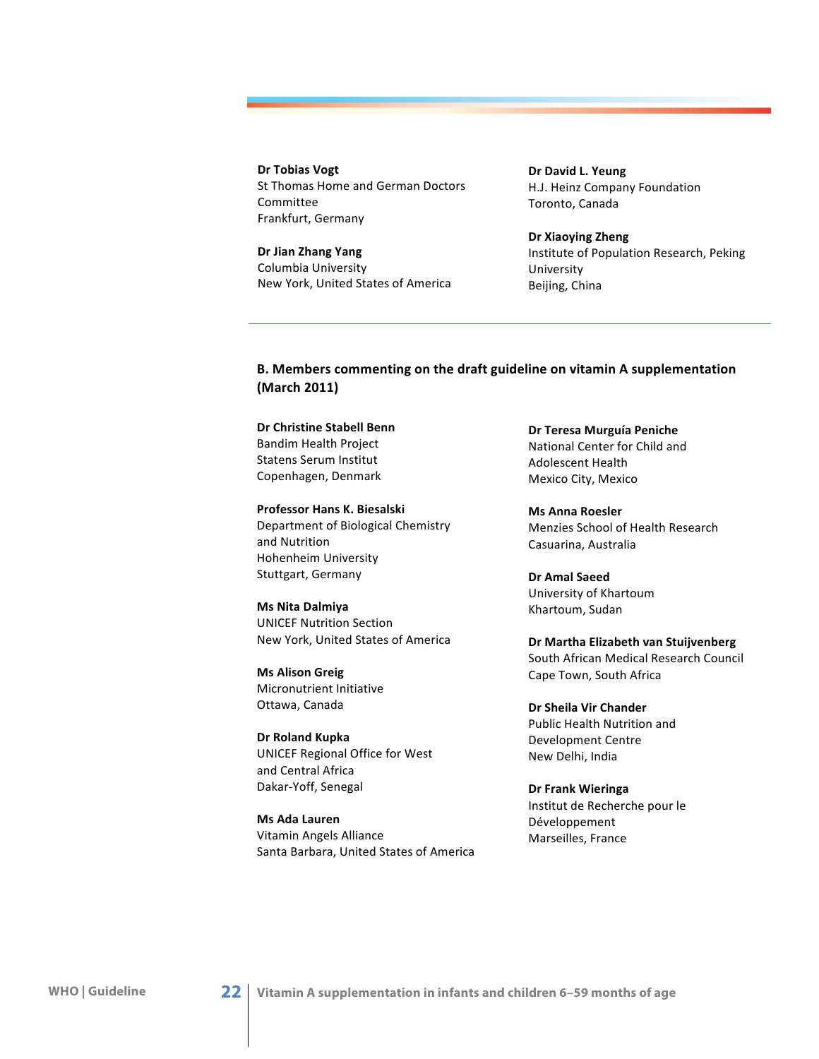**Dr Tobias Vogt**
St Thomas Home and German Doctors Committee
Frankfurt, Germany

**Dr Jian Zhang Yang**
Columbia University
New York, United States of America

**Dr David L. Yeung**
H.J. Heinz Company Foundation
Toronto, Canada

**Dr Xiaoying Zheng**
Institute of Population Research, Peking University
Beijing, China

## B. Members commenting on the draft guideline on vitamin A supplementation (March 2011)

**Dr Christine Stabell Benn**
Bandim Health Project
Statens Serum Institut
Copenhagen, Denmark

**Professor Hans K. Biesalski**
Department of Biological Chemistry and Nutrition
Hohenheim University
Stuttgart, Germany

**Ms Nita Dalmiya**
UNICEF Nutrition Section
New York, United States of America

**Ms Alison Greig**
Micronutrient Initiative
Ottawa, Canada

**Dr Roland Kupka**
UNICEF Regional Office for West and Central Africa
Dakar-Yoff, Senegal

**Ms Ada Lauren**
Vitamin Angels Alliance
Santa Barbara, United States of America

**Dr Teresa Murguía Peniche**
National Center for Child and Adolescent Health
Mexico City, Mexico

**Ms Anna Roesler**
Menzies School of Health Research
Casuarina, Australia

**Dr Amal Saeed**
University of Khartoum
Khartoum, Sudan

**Dr Martha Elizabeth van Stuijvenberg**
South African Medical Research Council
Cape Town, South Africa

**Dr Sheila Vir Chander**
Public Health Nutrition and Development Centre
New Delhi, India

**Dr Frank Wieringa**
Institut de Recherche pour le Développement
Marseilles, France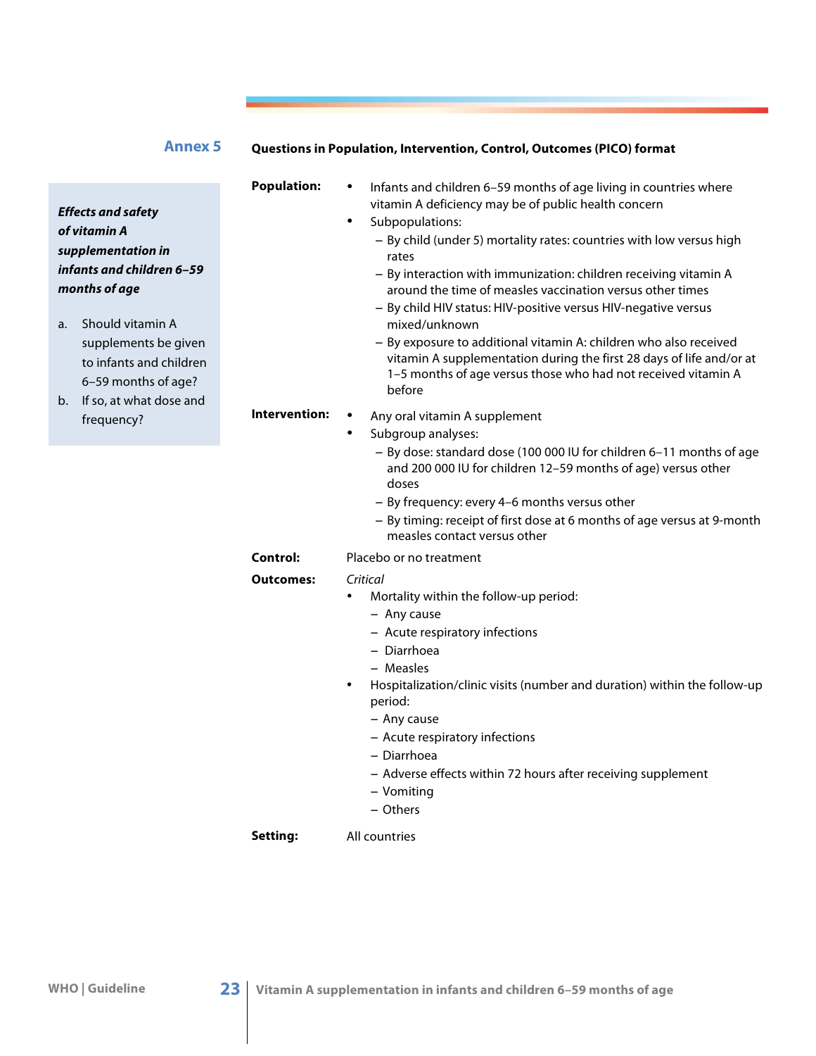## Annex 5

**Questions in Population, Intervention, Control, Outcomes (PICO) format**

***Effects and safety of vitamin A supplementation in infants and children 6–59 months of age***

a. Should vitamin A supplements be given to infants and children 6–59 months of age?
b. If so, at what dose and frequency?

**Population:**

- Infants and children 6–59 months of age living in countries where vitamin A deficiency may be of public health concern
- Subpopulations:
  - By child (under 5) mortality rates: countries with low versus high rates
  - By interaction with immunization: children receiving vitamin A around the time of measles vaccination versus other times
  - By child HIV status: HIV-positive versus HIV-negative versus mixed/unknown
  - By exposure to additional vitamin A: children who also received vitamin A supplementation during the first 28 days of life and/or at 1–5 months of age versus those who had not received vitamin A before

**Intervention:**

- Any oral vitamin A supplement
- Subgroup analyses:
  - By dose: standard dose (100 000 IU for children 6–11 months of age and 200 000 IU for children 12–59 months of age) versus other doses
  - By frequency: every 4–6 months versus other
  - By timing: receipt of first dose at 6 months of age versus at 9-month measles contact versus other

**Control:** Placebo or no treatment

**Outcomes:**

*Critical*

- Mortality within the follow-up period:
  - Any cause
  - Acute respiratory infections
  - Diarrhoea
  - Measles
- Hospitalization/clinic visits (number and duration) within the follow-up period:
  - Any cause
  - Acute respiratory infections
  - Diarrhoea
  - Adverse effects within 72 hours after receiving supplement
  - Vomiting
  - Others

**Setting:** All countries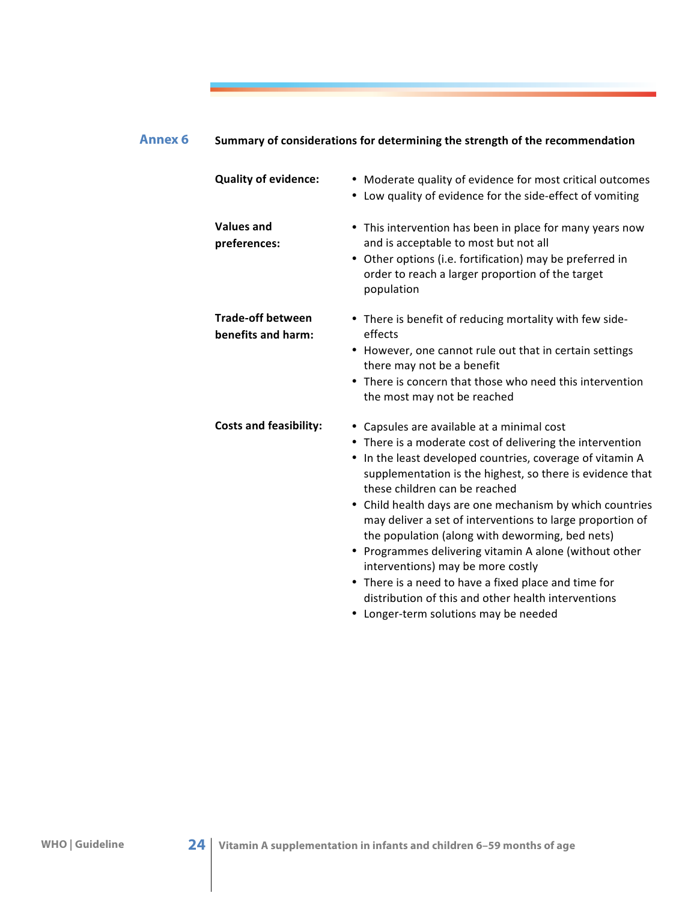## Annex 6 Summary of considerations for determining the strength of the recommendation

**Quality of evidence:**

- Moderate quality of evidence for most critical outcomes
- Low quality of evidence for the side-effect of vomiting

**Values and preferences:**

- This intervention has been in place for many years now and is acceptable to most but not all
- Other options (i.e. fortification) may be preferred in order to reach a larger proportion of the target population

**Trade-off between benefits and harm:**

- There is benefit of reducing mortality with few side-effects
- However, one cannot rule out that in certain settings there may not be a benefit
- There is concern that those who need this intervention the most may not be reached

**Costs and feasibility:**

- Capsules are available at a minimal cost
- There is a moderate cost of delivering the intervention
- In the least developed countries, coverage of vitamin A supplementation is the highest, so there is evidence that these children can be reached
- Child health days are one mechanism by which countries may deliver a set of interventions to large proportion of the population (along with deworming, bed nets)
- Programmes delivering vitamin A alone (without other interventions) may be more costly
- There is a need to have a fixed place and time for distribution of this and other health interventions
- Longer-term solutions may be needed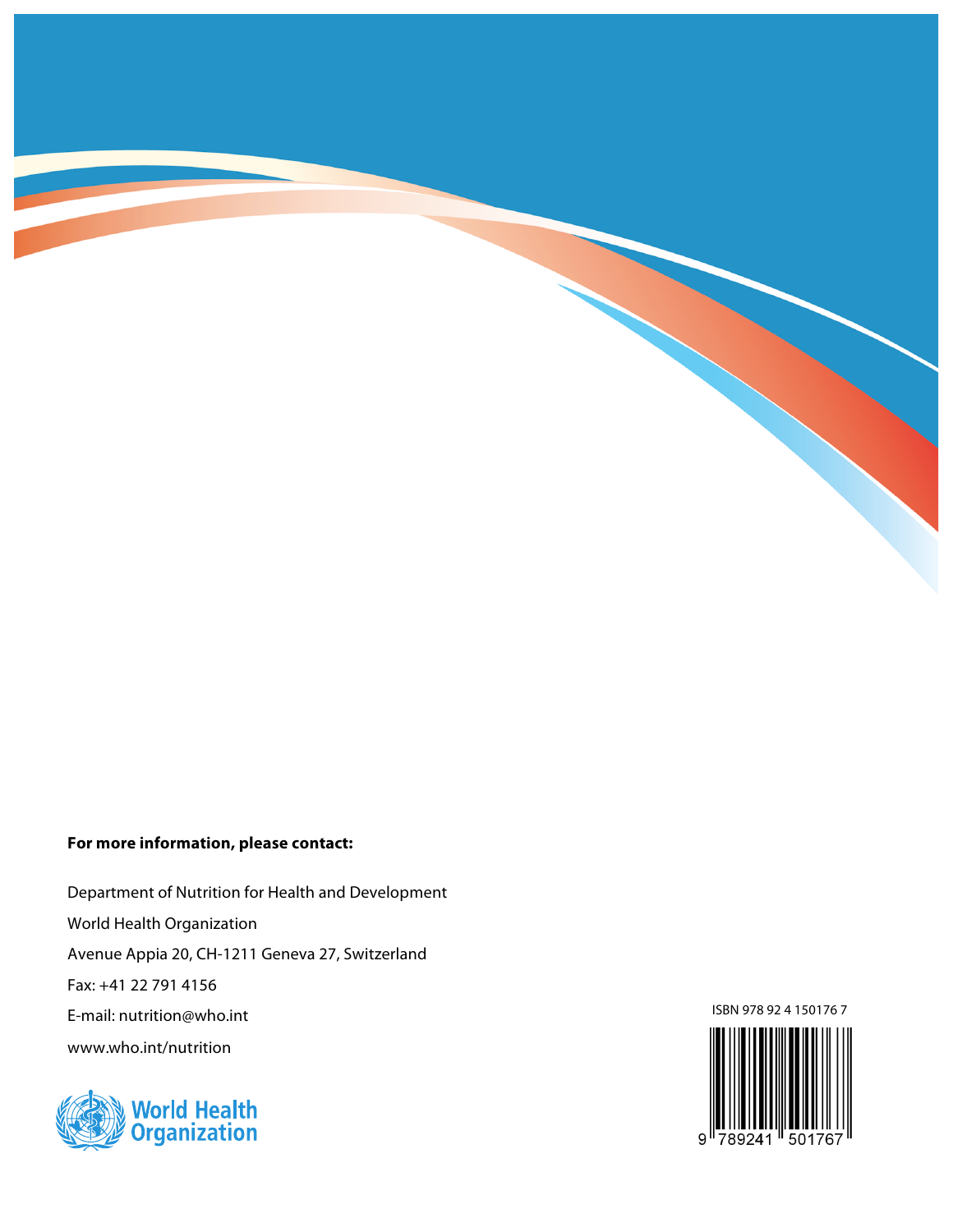**For more information, please contact:**

Department of Nutrition for Health and Development

World Health Organization

Avenue Appia 20, CH-1211 Geneva 27, Switzerland

Fax: +41 22 791 4156

E-mail: nutrition@who.int

www.who.int/nutrition

World Health Organization

ISBN 978 92 4 150176 7